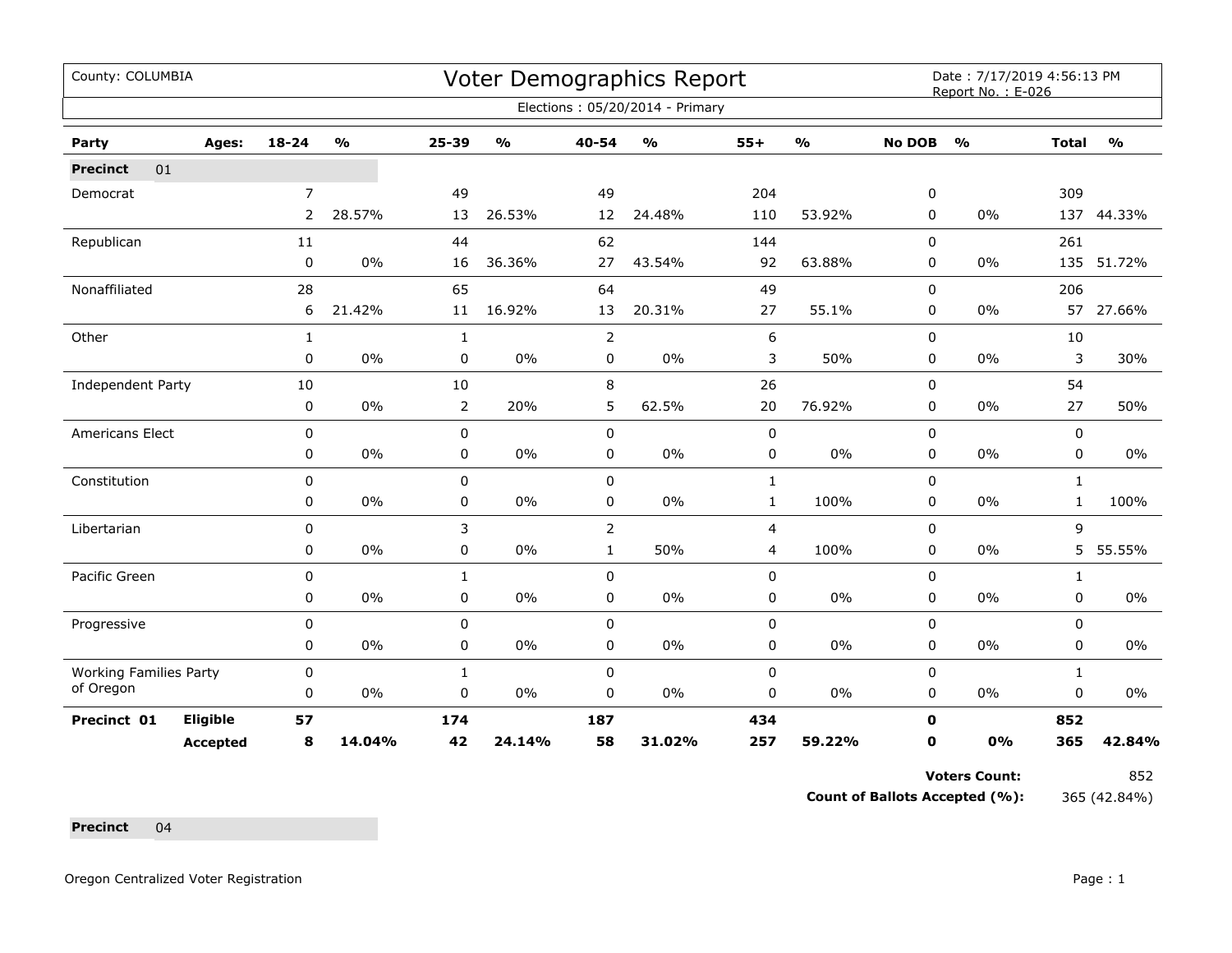County: COLUMBIA

# Voter Demographics Report

Date : 7/17/2019 4:56:13 PM
Report No. : E-026

Elections : 05/20/2014 - Primary

| Party | Ages: | 18-24 | % | 25-39 | % | 40-54 | % | 55+ | % | No DOB | % | Total | % |
|---|---|---|---|---|---|---|---|---|---|---|---|---|---|
| **Precinct** 01 | | | | | | | | | | | | | |
| Democrat | | 7 | | 49 | | 49 | | 204 | | 0 | | 309 | |
| | | 2 | 28.57% | 13 | 26.53% | 12 | 24.48% | 110 | 53.92% | 0 | 0% | 137 | 44.33% |
| Republican | | 11 | | 44 | | 62 | | 144 | | 0 | | 261 | |
| | | 0 | 0% | 16 | 36.36% | 27 | 43.54% | 92 | 63.88% | 0 | 0% | 135 | 51.72% |
| Nonaffiliated | | 28 | | 65 | | 64 | | 49 | | 0 | | 206 | |
| | | 6 | 21.42% | 11 | 16.92% | 13 | 20.31% | 27 | 55.1% | 0 | 0% | 57 | 27.66% |
| Other | | 1 | | 1 | | 2 | | 6 | | 0 | | 10 | |
| | | 0 | 0% | 0 | 0% | 0 | 0% | 3 | 50% | 0 | 0% | 3 | 30% |
| Independent Party | | 10 | | 10 | | 8 | | 26 | | 0 | | 54 | |
| | | 0 | 0% | 2 | 20% | 5 | 62.5% | 20 | 76.92% | 0 | 0% | 27 | 50% |
| Americans Elect | | 0 | | 0 | | 0 | | 0 | | 0 | | 0 | |
| | | 0 | 0% | 0 | 0% | 0 | 0% | 0 | 0% | 0 | 0% | 0 | 0% |
| Constitution | | 0 | | 0 | | 0 | | 1 | | 0 | | 1 | |
| | | 0 | 0% | 0 | 0% | 0 | 0% | 1 | 100% | 0 | 0% | 1 | 100% |
| Libertarian | | 0 | | 3 | | 2 | | 4 | | 0 | | 9 | |
| | | 0 | 0% | 0 | 0% | 1 | 50% | 4 | 100% | 0 | 0% | 5 | 55.55% |
| Pacific Green | | 0 | | 1 | | 0 | | 0 | | 0 | | 1 | |
| | | 0 | 0% | 0 | 0% | 0 | 0% | 0 | 0% | 0 | 0% | 0 | 0% |
| Progressive | | 0 | | 0 | | 0 | | 0 | | 0 | | 0 | |
| | | 0 | 0% | 0 | 0% | 0 | 0% | 0 | 0% | 0 | 0% | 0 | 0% |
| Working Families Party of Oregon | | 0 | | 1 | | 0 | | 0 | | 0 | | 1 | |
| | | 0 | 0% | 0 | 0% | 0 | 0% | 0 | 0% | 0 | 0% | 0 | 0% |
| **Precinct 01** | **Eligible** | **57** | | **174** | | **187** | | **434** | | **0** | | **852** | |
| | **Accepted** | **8** | **14.04%** | **42** | **24.14%** | **58** | **31.02%** | **257** | **59.22%** | **0** | **0%** | **365** | **42.84%** |

**Voters Count:** 852

**Count of Ballots Accepted (%):** 365 (42.84%)

**Precinct** 04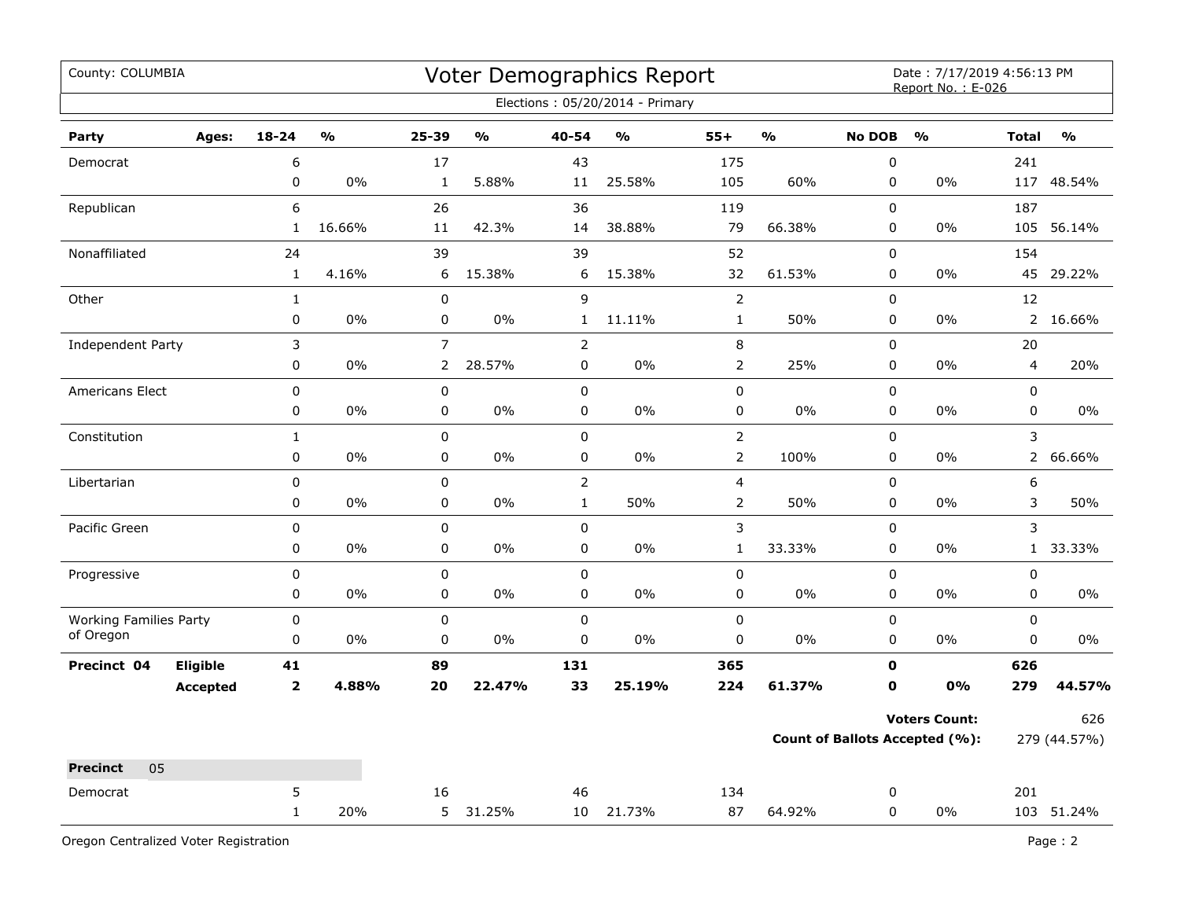County: COLUMBIA

# Voter Demographics Report

Date : 7/17/2019 4:56:13 PM
Report No. : E-026

Elections : 05/20/2014 - Primary

| Party | Ages: | 18-24 | % | 25-39 | % | 40-54 | % | 55+ | % | No DOB | % | Total | % |
|---|---|---|---|---|---|---|---|---|---|---|---|---|---|
| Democrat | | 6 | | 17 | | 43 | | 175 | | 0 | | 241 | |
| | | 0 | 0% | 1 | 5.88% | 11 | 25.58% | 105 | 60% | 0 | 0% | 117 | 48.54% |
| Republican | | 6 | | 26 | | 36 | | 119 | | 0 | | 187 | |
| | | 1 | 16.66% | 11 | 42.3% | 14 | 38.88% | 79 | 66.38% | 0 | 0% | 105 | 56.14% |
| Nonaffiliated | | 24 | | 39 | | 39 | | 52 | | 0 | | 154 | |
| | | 1 | 4.16% | 6 | 15.38% | 6 | 15.38% | 32 | 61.53% | 0 | 0% | 45 | 29.22% |
| Other | | 1 | | 0 | | 9 | | 2 | | 0 | | 12 | |
| | | 0 | 0% | 0 | 0% | 1 | 11.11% | 1 | 50% | 0 | 0% | 2 | 16.66% |
| Independent Party | | 3 | | 7 | | 2 | | 8 | | 0 | | 20 | |
| | | 0 | 0% | 2 | 28.57% | 0 | 0% | 2 | 25% | 0 | 0% | 4 | 20% |
| Americans Elect | | 0 | | 0 | | 0 | | 0 | | 0 | | 0 | |
| | | 0 | 0% | 0 | 0% | 0 | 0% | 0 | 0% | 0 | 0% | 0 | 0% |
| Constitution | | 1 | | 0 | | 0 | | 2 | | 0 | | 3 | |
| | | 0 | 0% | 0 | 0% | 0 | 0% | 2 | 100% | 0 | 0% | 2 | 66.66% |
| Libertarian | | 0 | | 0 | | 2 | | 4 | | 0 | | 6 | |
| | | 0 | 0% | 0 | 0% | 1 | 50% | 2 | 50% | 0 | 0% | 3 | 50% |
| Pacific Green | | 0 | | 0 | | 0 | | 3 | | 0 | | 3 | |
| | | 0 | 0% | 0 | 0% | 0 | 0% | 1 | 33.33% | 0 | 0% | 1 | 33.33% |
| Progressive | | 0 | | 0 | | 0 | | 0 | | 0 | | 0 | |
| | | 0 | 0% | 0 | 0% | 0 | 0% | 0 | 0% | 0 | 0% | 0 | 0% |
| Working Families Party of Oregon | | 0 | | 0 | | 0 | | 0 | | 0 | | 0 | |
| | | 0 | 0% | 0 | 0% | 0 | 0% | 0 | 0% | 0 | 0% | 0 | 0% |
| **Precinct 04** | **Eligible** | **41** | | **89** | | **131** | | **365** | | **0** | | **626** | |
| | **Accepted** | **2** | **4.88%** | **20** | **22.47%** | **33** | **25.19%** | **224** | **61.37%** | **0** | **0%** | **279** | **44.57%** |

**Voters Count:** 626

**Count of Ballots Accepted (%):** 279 (44.57%)

| **Precinct** 05 | | | | | | | | | | | | | |
|---|---|---|---|---|---|---|---|---|---|---|---|---|---|
| Democrat | | 5 | | 16 | | 46 | | 134 | | 0 | | 201 | |
| | | 1 | 20% | 5 | 31.25% | 10 | 21.73% | 87 | 64.92% | 0 | 0% | 103 | 51.24% |

Oregon Centralized Voter Registration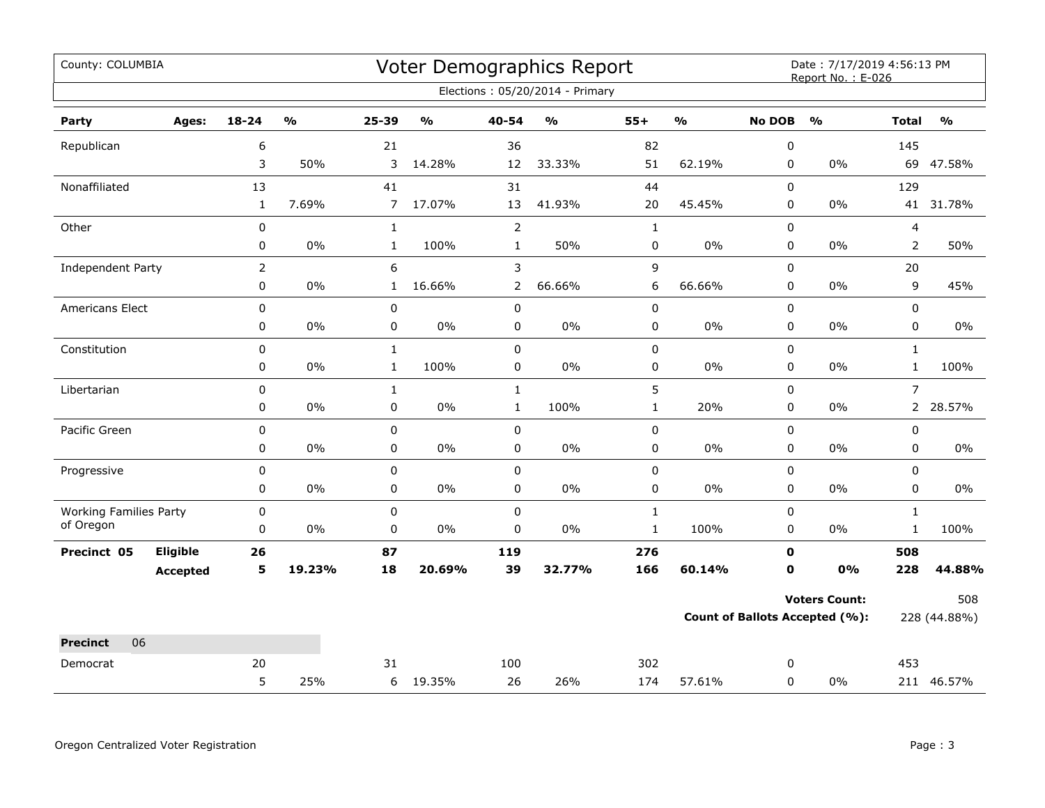County: COLUMBIA

# Voter Demographics Report

Date : 7/17/2019 4:56:13 PM
Report No. : E-026

Elections : 05/20/2014 - Primary

| Party | Ages: | 18-24 | % | 25-39 | % | 40-54 | % | 55+ | % | No DOB | % | Total | % |
|---|---|---|---|---|---|---|---|---|---|---|---|---|---|
| Republican | | 6 | | 21 | | 36 | | 82 | | 0 | | 145 | |
| | | 3 | 50% | 3 | 14.28% | 12 | 33.33% | 51 | 62.19% | 0 | 0% | 69 | 47.58% |
| Nonaffiliated | | 13 | | 41 | | 31 | | 44 | | 0 | | 129 | |
| | | 1 | 7.69% | 7 | 17.07% | 13 | 41.93% | 20 | 45.45% | 0 | 0% | 41 | 31.78% |
| Other | | 0 | | 1 | | 2 | | 1 | | 0 | | 4 | |
| | | 0 | 0% | 1 | 100% | 1 | 50% | 0 | 0% | 0 | 0% | 2 | 50% |
| Independent Party | | 2 | | 6 | | 3 | | 9 | | 0 | | 20 | |
| | | 0 | 0% | 1 | 16.66% | 2 | 66.66% | 6 | 66.66% | 0 | 0% | 9 | 45% |
| Americans Elect | | 0 | | 0 | | 0 | | 0 | | 0 | | 0 | |
| | | 0 | 0% | 0 | 0% | 0 | 0% | 0 | 0% | 0 | 0% | 0 | 0% |
| Constitution | | 0 | | 1 | | 0 | | 0 | | 0 | | 1 | |
| | | 0 | 0% | 1 | 100% | 0 | 0% | 0 | 0% | 0 | 0% | 1 | 100% |
| Libertarian | | 0 | | 1 | | 1 | | 5 | | 0 | | 7 | |
| | | 0 | 0% | 0 | 0% | 1 | 100% | 1 | 20% | 0 | 0% | 2 | 28.57% |
| Pacific Green | | 0 | | 0 | | 0 | | 0 | | 0 | | 0 | |
| | | 0 | 0% | 0 | 0% | 0 | 0% | 0 | 0% | 0 | 0% | 0 | 0% |
| Progressive | | 0 | | 0 | | 0 | | 0 | | 0 | | 0 | |
| | | 0 | 0% | 0 | 0% | 0 | 0% | 0 | 0% | 0 | 0% | 0 | 0% |
| Working Families Party of Oregon | | 0 | | 0 | | 0 | | 1 | | 0 | | 1 | |
| | | 0 | 0% | 0 | 0% | 0 | 0% | 1 | 100% | 0 | 0% | 1 | 100% |
| **Precinct 05** | **Eligible** | **26** | | **87** | | **119** | | **276** | | **0** | | **508** | |
| | **Accepted** | **5** | **19.23%** | **18** | **20.69%** | **39** | **32.77%** | **166** | **60.14%** | **0** | **0%** | **228** | **44.88%** |

**Voters Count:** 508

**Count of Ballots Accepted (%):** 228 (44.88%)

| Party | Ages: | 18-24 | % | 25-39 | % | 40-54 | % | 55+ | % | No DOB | % | Total | % |
|---|---|---|---|---|---|---|---|---|---|---|---|---|---|
| **Precinct** 06 | | | | | | | | | | | | | |
| Democrat | | 20 | | 31 | | 100 | | 302 | | 0 | | 453 | |
| | | 5 | 25% | 6 | 19.35% | 26 | 26% | 174 | 57.61% | 0 | 0% | 211 | 46.57% |

Oregon Centralized Voter Registration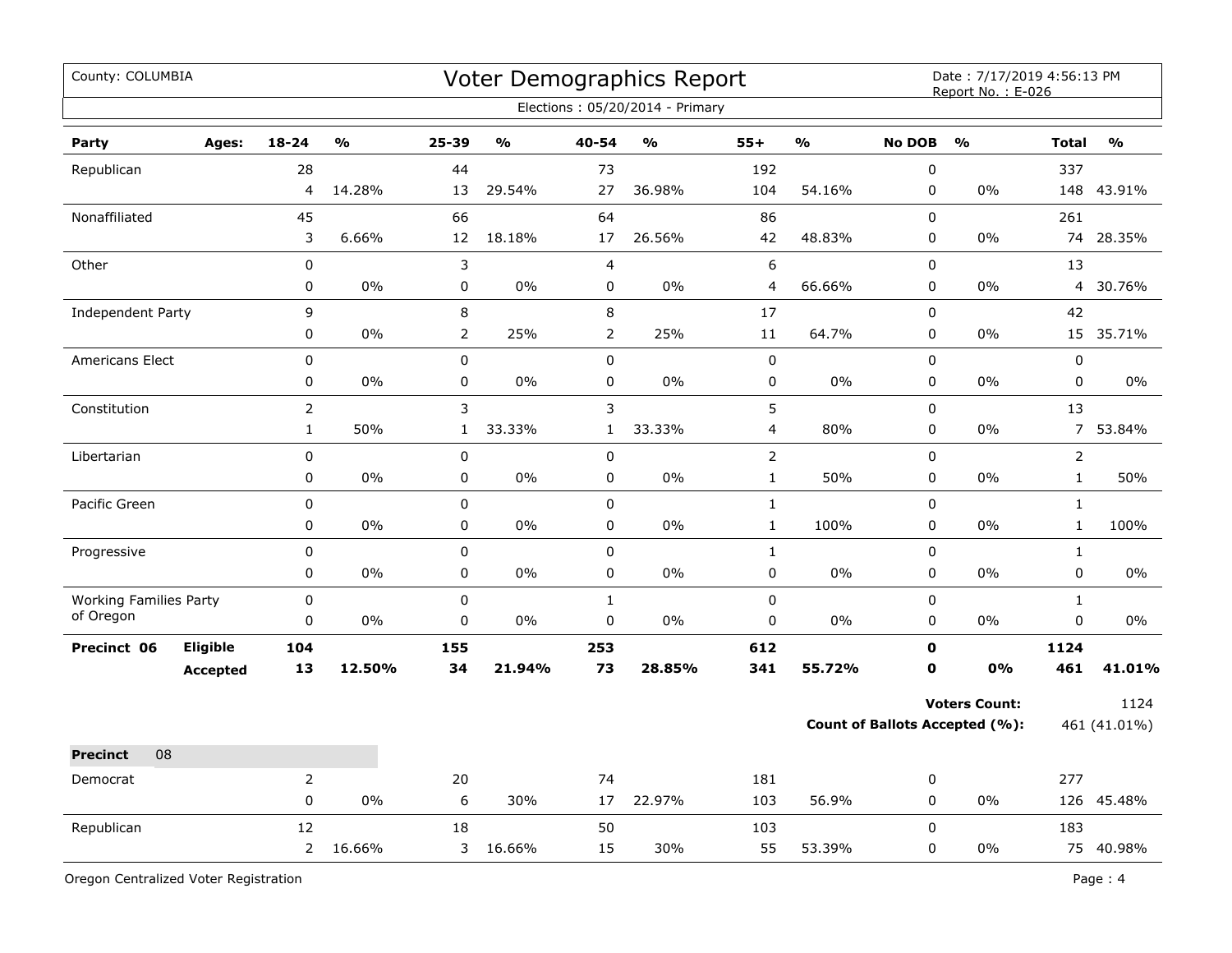County: COLUMBIA

# Voter Demographics Report

Date : 7/17/2019 4:56:13 PM
Report No. : E-026

Elections : 05/20/2014 - Primary

| Party | Ages: | 18-24 | % | 25-39 | % | 40-54 | % | 55+ | % | No DOB | % | Total | % |
|---|---|---|---|---|---|---|---|---|---|---|---|---|---|
| Republican | | 28 | | 44 | | 73 | | 192 | | 0 | | 337 | |
| | | 4 | 14.28% | 13 | 29.54% | 27 | 36.98% | 104 | 54.16% | 0 | 0% | 148 | 43.91% |
| Nonaffiliated | | 45 | | 66 | | 64 | | 86 | | 0 | | 261 | |
| | | 3 | 6.66% | 12 | 18.18% | 17 | 26.56% | 42 | 48.83% | 0 | 0% | 74 | 28.35% |
| Other | | 0 | | 3 | | 4 | | 6 | | 0 | | 13 | |
| | | 0 | 0% | 0 | 0% | 0 | 0% | 4 | 66.66% | 0 | 0% | 4 | 30.76% |
| Independent Party | | 9 | | 8 | | 8 | | 17 | | 0 | | 42 | |
| | | 0 | 0% | 2 | 25% | 2 | 25% | 11 | 64.7% | 0 | 0% | 15 | 35.71% |
| Americans Elect | | 0 | | 0 | | 0 | | 0 | | 0 | | 0 | |
| | | 0 | 0% | 0 | 0% | 0 | 0% | 0 | 0% | 0 | 0% | 0 | 0% |
| Constitution | | 2 | | 3 | | 3 | | 5 | | 0 | | 13 | |
| | | 1 | 50% | 1 | 33.33% | 1 | 33.33% | 4 | 80% | 0 | 0% | 7 | 53.84% |
| Libertarian | | 0 | | 0 | | 0 | | 2 | | 0 | | 2 | |
| | | 0 | 0% | 0 | 0% | 0 | 0% | 1 | 50% | 0 | 0% | 1 | 50% |
| Pacific Green | | 0 | | 0 | | 0 | | 1 | | 0 | | 1 | |
| | | 0 | 0% | 0 | 0% | 0 | 0% | 1 | 100% | 0 | 0% | 1 | 100% |
| Progressive | | 0 | | 0 | | 0 | | 1 | | 0 | | 1 | |
| | | 0 | 0% | 0 | 0% | 0 | 0% | 0 | 0% | 0 | 0% | 0 | 0% |
| Working Families Party of Oregon | | 0 | | 0 | | 1 | | 0 | | 0 | | 1 | |
| | | 0 | 0% | 0 | 0% | 0 | 0% | 0 | 0% | 0 | 0% | 0 | 0% |
| **Precinct 06** | **Eligible** | **104** | | **155** | | **253** | | **612** | | **0** | | **1124** | |
| | **Accepted** | **13** | **12.50%** | **34** | **21.94%** | **73** | **28.85%** | **341** | **55.72%** | **0** | **0%** | **461** | **41.01%** |

**Voters Count:** 1124

**Count of Ballots Accepted (%):** 461 (41.01%)

**Precinct** 08

| Party | Ages: | 18-24 | % | 25-39 | % | 40-54 | % | 55+ | % | No DOB | % | Total | % |
|---|---|---|---|---|---|---|---|---|---|---|---|---|---|
| Democrat | | 2 | | 20 | | 74 | | 181 | | 0 | | 277 | |
| | | 0 | 0% | 6 | 30% | 17 | 22.97% | 103 | 56.9% | 0 | 0% | 126 | 45.48% |
| Republican | | 12 | | 18 | | 50 | | 103 | | 0 | | 183 | |
| | | 2 | 16.66% | 3 | 16.66% | 15 | 30% | 55 | 53.39% | 0 | 0% | 75 | 40.98% |

Oregon Centralized Voter Registration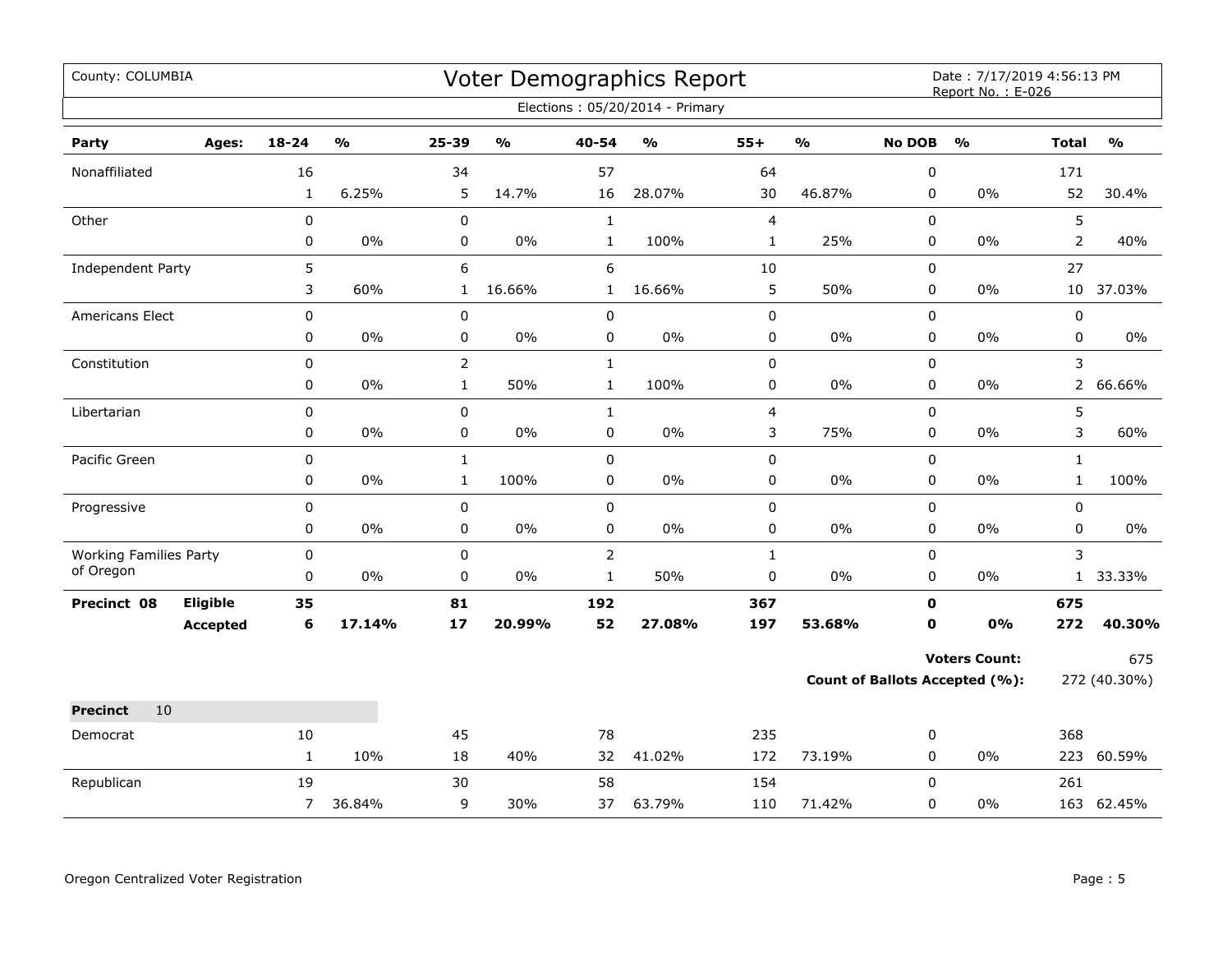County: COLUMBIA

# Voter Demographics Report

Date : 7/17/2019 4:56:13 PM
Report No. : E-026

Elections : 05/20/2014 - Primary

| Party | Ages: | 18-24 | % | 25-39 | % | 40-54 | % | 55+ | % | No DOB | % | Total | % |
|---|---|---|---|---|---|---|---|---|---|---|---|---|---|
| Nonaffiliated | | 16 | | 34 | | 57 | | 64 | | 0 | | 171 | |
| | | 1 | 6.25% | 5 | 14.7% | 16 | 28.07% | 30 | 46.87% | 0 | 0% | 52 | 30.4% |
| Other | | 0 | | 0 | | 1 | | 4 | | 0 | | 5 | |
| | | 0 | 0% | 0 | 0% | 1 | 100% | 1 | 25% | 0 | 0% | 2 | 40% |
| Independent Party | | 5 | | 6 | | 6 | | 10 | | 0 | | 27 | |
| | | 3 | 60% | 1 | 16.66% | 1 | 16.66% | 5 | 50% | 0 | 0% | 10 | 37.03% |
| Americans Elect | | 0 | | 0 | | 0 | | 0 | | 0 | | 0 | |
| | | 0 | 0% | 0 | 0% | 0 | 0% | 0 | 0% | 0 | 0% | 0 | 0% |
| Constitution | | 0 | | 2 | | 1 | | 0 | | 0 | | 3 | |
| | | 0 | 0% | 1 | 50% | 1 | 100% | 0 | 0% | 0 | 0% | 2 | 66.66% |
| Libertarian | | 0 | | 0 | | 1 | | 4 | | 0 | | 5 | |
| | | 0 | 0% | 0 | 0% | 0 | 0% | 3 | 75% | 0 | 0% | 3 | 60% |
| Pacific Green | | 0 | | 1 | | 0 | | 0 | | 0 | | 1 | |
| | | 0 | 0% | 1 | 100% | 0 | 0% | 0 | 0% | 0 | 0% | 1 | 100% |
| Progressive | | 0 | | 0 | | 0 | | 0 | | 0 | | 0 | |
| | | 0 | 0% | 0 | 0% | 0 | 0% | 0 | 0% | 0 | 0% | 0 | 0% |
| Working Families Party of Oregon | | 0 | | 0 | | 2 | | 1 | | 0 | | 3 | |
| | | 0 | 0% | 0 | 0% | 1 | 50% | 0 | 0% | 0 | 0% | 1 | 33.33% |
| **Precinct 08** | **Eligible** | **35** | | **81** | | **192** | | **367** | | **0** | | **675** | |
| | **Accepted** | **6** | **17.14%** | **17** | **20.99%** | **52** | **27.08%** | **197** | **53.68%** | **0** | **0%** | **272** | **40.30%** |

**Voters Count:** 675

**Count of Ballots Accepted (%):** 272 (40.30%)

**Precinct** 10

| Party | Ages: | 18-24 | % | 25-39 | % | 40-54 | % | 55+ | % | No DOB | % | Total | % |
|---|---|---|---|---|---|---|---|---|---|---|---|---|---|
| Democrat | | 10 | | 45 | | 78 | | 235 | | 0 | | 368 | |
| | | 1 | 10% | 18 | 40% | 32 | 41.02% | 172 | 73.19% | 0 | 0% | 223 | 60.59% |
| Republican | | 19 | | 30 | | 58 | | 154 | | 0 | | 261 | |
| | | 7 | 36.84% | 9 | 30% | 37 | 63.79% | 110 | 71.42% | 0 | 0% | 163 | 62.45% |

Oregon Centralized Voter Registration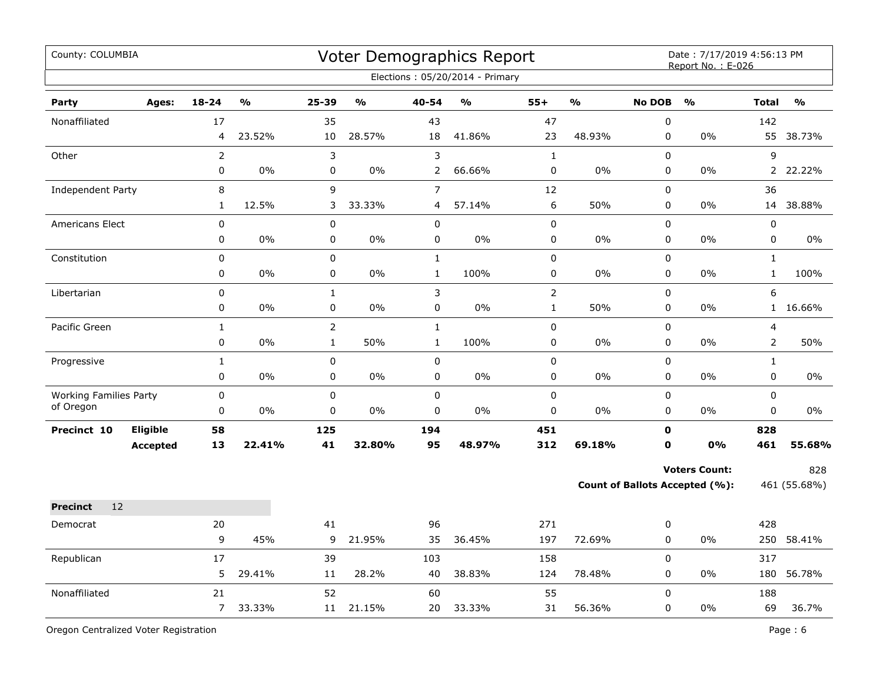County: COLUMBIA

# Voter Demographics Report

Date : 7/17/2019 4:56:13 PM
Report No. : E-026

Elections : 05/20/2014 - Primary

| Party | Ages: | 18-24 | % | 25-39 | % | 40-54 | % | 55+ | % | No DOB | % | Total | % |
|---|---|---|---|---|---|---|---|---|---|---|---|---|---|
| Nonaffiliated | | 17 | | 35 | | 43 | | 47 | | 0 | | 142 | |
| | | 4 | 23.52% | 10 | 28.57% | 18 | 41.86% | 23 | 48.93% | 0 | 0% | 55 | 38.73% |
| Other | | 2 | | 3 | | 3 | | 1 | | 0 | | 9 | |
| | | 0 | 0% | 0 | 0% | 2 | 66.66% | 0 | 0% | 0 | 0% | 2 | 22.22% |
| Independent Party | | 8 | | 9 | | 7 | | 12 | | 0 | | 36 | |
| | | 1 | 12.5% | 3 | 33.33% | 4 | 57.14% | 6 | 50% | 0 | 0% | 14 | 38.88% |
| Americans Elect | | 0 | | 0 | | 0 | | 0 | | 0 | | 0 | |
| | | 0 | 0% | 0 | 0% | 0 | 0% | 0 | 0% | 0 | 0% | 0 | 0% |
| Constitution | | 0 | | 0 | | 1 | | 0 | | 0 | | 1 | |
| | | 0 | 0% | 0 | 0% | 1 | 100% | 0 | 0% | 0 | 0% | 1 | 100% |
| Libertarian | | 0 | | 1 | | 3 | | 2 | | 0 | | 6 | |
| | | 0 | 0% | 0 | 0% | 0 | 0% | 1 | 50% | 0 | 0% | 1 | 16.66% |
| Pacific Green | | 1 | | 2 | | 1 | | 0 | | 0 | | 4 | |
| | | 0 | 0% | 1 | 50% | 1 | 100% | 0 | 0% | 0 | 0% | 2 | 50% |
| Progressive | | 1 | | 0 | | 0 | | 0 | | 0 | | 1 | |
| | | 0 | 0% | 0 | 0% | 0 | 0% | 0 | 0% | 0 | 0% | 0 | 0% |
| Working Families Party of Oregon | | 0 | | 0 | | 0 | | 0 | | 0 | | 0 | |
| | | 0 | 0% | 0 | 0% | 0 | 0% | 0 | 0% | 0 | 0% | 0 | 0% |
| **Precinct 10** | **Eligible** | **58** | | **125** | | **194** | | **451** | | **0** | | **828** | |
| | **Accepted** | **13** | **22.41%** | **41** | **32.80%** | **95** | **48.97%** | **312** | **69.18%** | **0** | **0%** | **461** | **55.68%** |

**Voters Count:** 828

**Count of Ballots Accepted (%):** 461 (55.68%)

**Precinct** 12

| Party | Ages: | 18-24 | % | 25-39 | % | 40-54 | % | 55+ | % | No DOB | % | Total | % |
|---|---|---|---|---|---|---|---|---|---|---|---|---|---|
| Democrat | | 20 | | 41 | | 96 | | 271 | | 0 | | 428 | |
| | | 9 | 45% | 9 | 21.95% | 35 | 36.45% | 197 | 72.69% | 0 | 0% | 250 | 58.41% |
| Republican | | 17 | | 39 | | 103 | | 158 | | 0 | | 317 | |
| | | 5 | 29.41% | 11 | 28.2% | 40 | 38.83% | 124 | 78.48% | 0 | 0% | 180 | 56.78% |
| Nonaffiliated | | 21 | | 52 | | 60 | | 55 | | 0 | | 188 | |
| | | 7 | 33.33% | 11 | 21.15% | 20 | 33.33% | 31 | 56.36% | 0 | 0% | 69 | 36.7% |

Oregon Centralized Voter Registration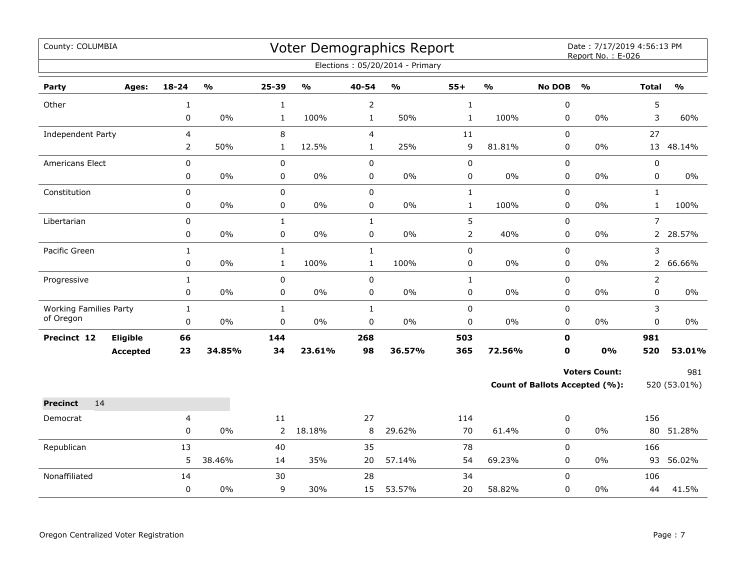County: COLUMBIA

# Voter Demographics Report

Date : 7/17/2019 4:56:13 PM
Report No. : E-026

Elections : 05/20/2014 - Primary

| Party | Ages: | 18-24 | % | 25-39 | % | 40-54 | % | 55+ | % | No DOB | % | Total | % |
|---|---|---|---|---|---|---|---|---|---|---|---|---|---|
| Other | | 1 | | 1 | | 2 | | 1 | | 0 | | 5 | |
| | | 0 | 0% | 1 | 100% | 1 | 50% | 1 | 100% | 0 | 0% | 3 | 60% |
| Independent Party | | 4 | | 8 | | 4 | | 11 | | 0 | | 27 | |
| | | 2 | 50% | 1 | 12.5% | 1 | 25% | 9 | 81.81% | 0 | 0% | 13 | 48.14% |
| Americans Elect | | 0 | | 0 | | 0 | | 0 | | 0 | | 0 | |
| | | 0 | 0% | 0 | 0% | 0 | 0% | 0 | 0% | 0 | 0% | 0 | 0% |
| Constitution | | 0 | | 0 | | 0 | | 1 | | 0 | | 1 | |
| | | 0 | 0% | 0 | 0% | 0 | 0% | 1 | 100% | 0 | 0% | 1 | 100% |
| Libertarian | | 0 | | 1 | | 1 | | 5 | | 0 | | 7 | |
| | | 0 | 0% | 0 | 0% | 0 | 0% | 2 | 40% | 0 | 0% | 2 | 28.57% |
| Pacific Green | | 1 | | 1 | | 1 | | 0 | | 0 | | 3 | |
| | | 0 | 0% | 1 | 100% | 1 | 100% | 0 | 0% | 0 | 0% | 2 | 66.66% |
| Progressive | | 1 | | 0 | | 0 | | 1 | | 0 | | 2 | |
| | | 0 | 0% | 0 | 0% | 0 | 0% | 0 | 0% | 0 | 0% | 0 | 0% |
| Working Families Party of Oregon | | 1 | | 1 | | 1 | | 0 | | 0 | | 3 | |
| | | 0 | 0% | 0 | 0% | 0 | 0% | 0 | 0% | 0 | 0% | 0 | 0% |
| **Precinct 12** | **Eligible** | **66** | | **144** | | **268** | | **503** | | **0** | | **981** | |
| | **Accepted** | **23** | **34.85%** | **34** | **23.61%** | **98** | **36.57%** | **365** | **72.56%** | **0** | **0%** | **520** | **53.01%** |

**Voters Count:** 981

**Count of Ballots Accepted (%):** 520 (53.01%)

**Precinct** 14

| Party | Ages: | 18-24 | % | 25-39 | % | 40-54 | % | 55+ | % | No DOB | % | Total | % |
|---|---|---|---|---|---|---|---|---|---|---|---|---|---|
| Democrat | | 4 | | 11 | | 27 | | 114 | | 0 | | 156 | |
| | | 0 | 0% | 2 | 18.18% | 8 | 29.62% | 70 | 61.4% | 0 | 0% | 80 | 51.28% |
| Republican | | 13 | | 40 | | 35 | | 78 | | 0 | | 166 | |
| | | 5 | 38.46% | 14 | 35% | 20 | 57.14% | 54 | 69.23% | 0 | 0% | 93 | 56.02% |
| Nonaffiliated | | 14 | | 30 | | 28 | | 34 | | 0 | | 106 | |
| | | 0 | 0% | 9 | 30% | 15 | 53.57% | 20 | 58.82% | 0 | 0% | 44 | 41.5% |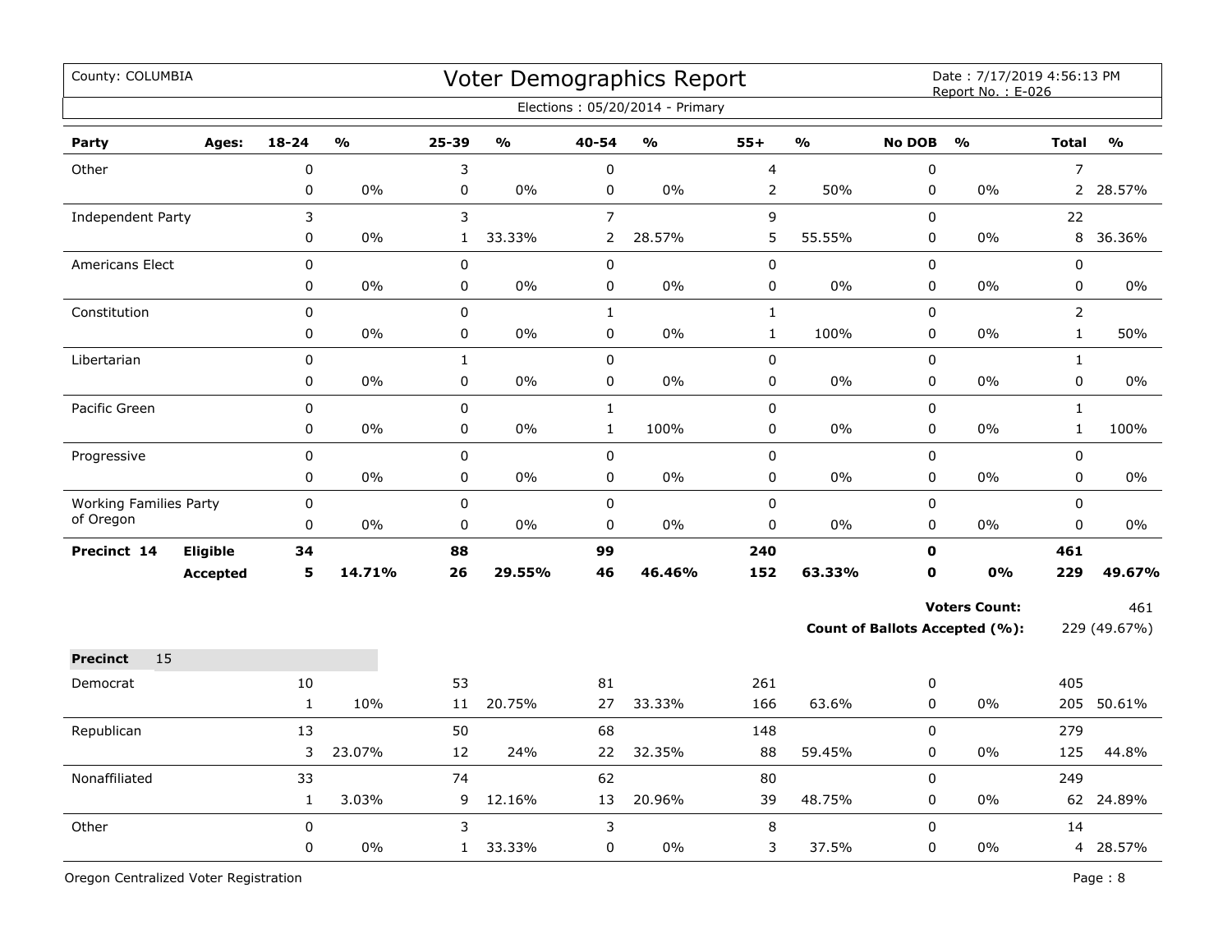County: COLUMBIA

# Voter Demographics Report

Date : 7/17/2019 4:56:13 PM
Report No. : E-026

Elections : 05/20/2014 - Primary

| Party | Ages: | 18-24 | % | 25-39 | % | 40-54 | % | 55+ | % | No DOB | % | Total | % |
|---|---|---|---|---|---|---|---|---|---|---|---|---|---|
| Other | | 0 | | 3 | | 0 | | 4 | | 0 | | 7 | |
| | | 0 | 0% | 0 | 0% | 0 | 0% | 2 | 50% | 0 | 0% | 2 | 28.57% |
| Independent Party | | 3 | | 3 | | 7 | | 9 | | 0 | | 22 | |
| | | 0 | 0% | 1 | 33.33% | 2 | 28.57% | 5 | 55.55% | 0 | 0% | 8 | 36.36% |
| Americans Elect | | 0 | | 0 | | 0 | | 0 | | 0 | | 0 | |
| | | 0 | 0% | 0 | 0% | 0 | 0% | 0 | 0% | 0 | 0% | 0 | 0% |
| Constitution | | 0 | | 0 | | 1 | | 1 | | 0 | | 2 | |
| | | 0 | 0% | 0 | 0% | 0 | 0% | 1 | 100% | 0 | 0% | 1 | 50% |
| Libertarian | | 0 | | 1 | | 0 | | 0 | | 0 | | 1 | |
| | | 0 | 0% | 0 | 0% | 0 | 0% | 0 | 0% | 0 | 0% | 0 | 0% |
| Pacific Green | | 0 | | 0 | | 1 | | 0 | | 0 | | 1 | |
| | | 0 | 0% | 0 | 0% | 1 | 100% | 0 | 0% | 0 | 0% | 1 | 100% |
| Progressive | | 0 | | 0 | | 0 | | 0 | | 0 | | 0 | |
| | | 0 | 0% | 0 | 0% | 0 | 0% | 0 | 0% | 0 | 0% | 0 | 0% |
| Working Families Party of Oregon | | 0 | | 0 | | 0 | | 0 | | 0 | | 0 | |
| | | 0 | 0% | 0 | 0% | 0 | 0% | 0 | 0% | 0 | 0% | 0 | 0% |
| **Precinct 14** | **Eligible** | **34** | | **88** | | **99** | | **240** | | **0** | | **461** | |
| | **Accepted** | **5** | **14.71%** | **26** | **29.55%** | **46** | **46.46%** | **152** | **63.33%** | **0** | **0%** | **229** | **49.67%** |

**Voters Count:** 461

**Count of Ballots Accepted (%):** 229 (49.67%)

**Precinct** 15

| Party | Ages: | 18-24 | % | 25-39 | % | 40-54 | % | 55+ | % | No DOB | % | Total | % |
|---|---|---|---|---|---|---|---|---|---|---|---|---|---|
| Democrat | | 10 | | 53 | | 81 | | 261 | | 0 | | 405 | |
| | | 1 | 10% | 11 | 20.75% | 27 | 33.33% | 166 | 63.6% | 0 | 0% | 205 | 50.61% |
| Republican | | 13 | | 50 | | 68 | | 148 | | 0 | | 279 | |
| | | 3 | 23.07% | 12 | 24% | 22 | 32.35% | 88 | 59.45% | 0 | 0% | 125 | 44.8% |
| Nonaffiliated | | 33 | | 74 | | 62 | | 80 | | 0 | | 249 | |
| | | 1 | 3.03% | 9 | 12.16% | 13 | 20.96% | 39 | 48.75% | 0 | 0% | 62 | 24.89% |
| Other | | 0 | | 3 | | 3 | | 8 | | 0 | | 14 | |
| | | 0 | 0% | 1 | 33.33% | 0 | 0% | 3 | 37.5% | 0 | 0% | 4 | 28.57% |

Oregon Centralized Voter Registration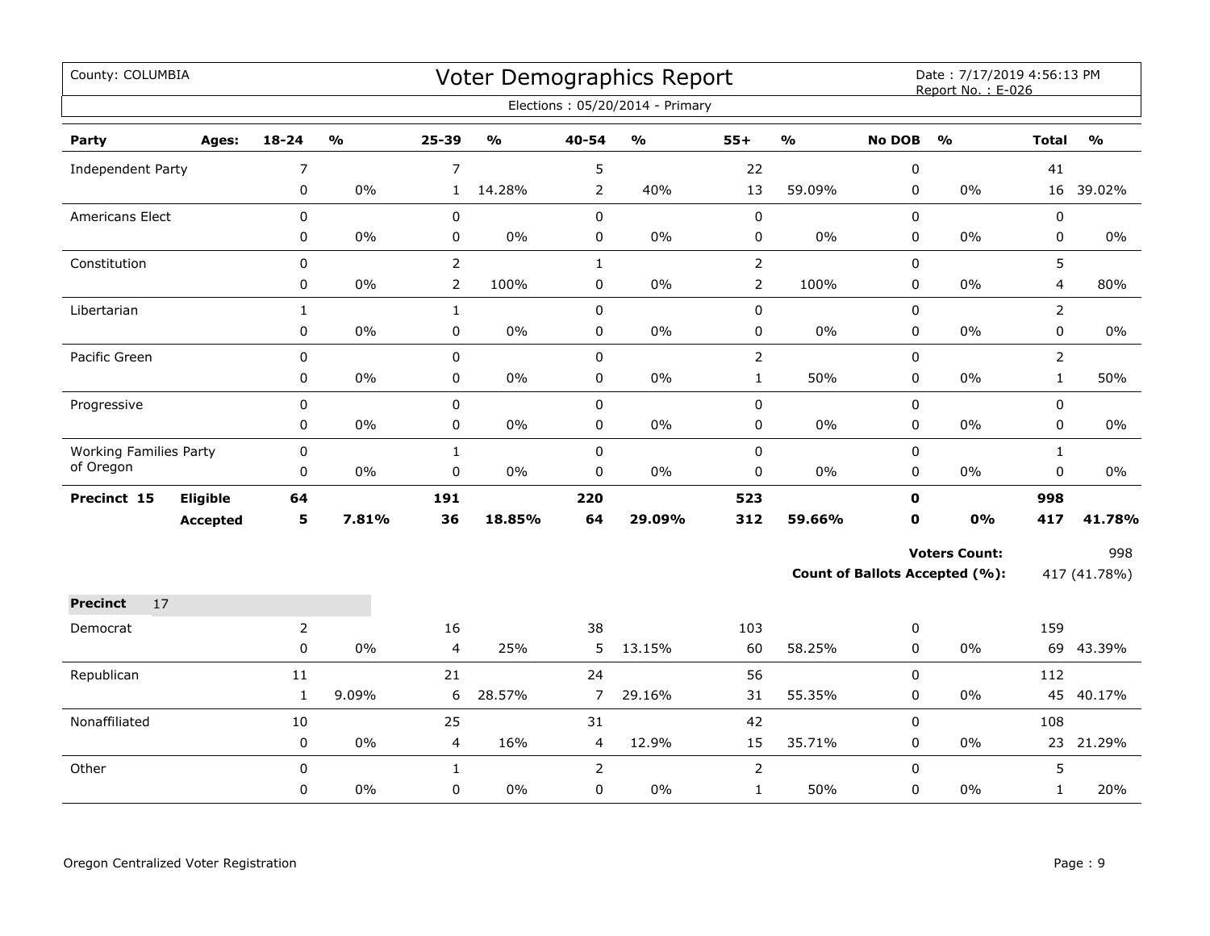County: COLUMBIA

# Voter Demographics Report

Date : 7/17/2019 4:56:13 PM
Report No. : E-026

Elections : 05/20/2014 - Primary

| Party | Ages: | 18-24 | % | 25-39 | % | 40-54 | % | 55+ | % | No DOB | % | Total | % |
|---|---|---|---|---|---|---|---|---|---|---|---|---|---|
| Independent Party | | 7 | | 7 | | 5 | | 22 | | 0 | | 41 | |
| | | 0 | 0% | 1 | 14.28% | 2 | 40% | 13 | 59.09% | 0 | 0% | 16 | 39.02% |
| Americans Elect | | 0 | | 0 | | 0 | | 0 | | 0 | | 0 | |
| | | 0 | 0% | 0 | 0% | 0 | 0% | 0 | 0% | 0 | 0% | 0 | 0% |
| Constitution | | 0 | | 2 | | 1 | | 2 | | 0 | | 5 | |
| | | 0 | 0% | 2 | 100% | 0 | 0% | 2 | 100% | 0 | 0% | 4 | 80% |
| Libertarian | | 1 | | 1 | | 0 | | 0 | | 0 | | 2 | |
| | | 0 | 0% | 0 | 0% | 0 | 0% | 0 | 0% | 0 | 0% | 0 | 0% |
| Pacific Green | | 0 | | 0 | | 0 | | 2 | | 0 | | 2 | |
| | | 0 | 0% | 0 | 0% | 0 | 0% | 1 | 50% | 0 | 0% | 1 | 50% |
| Progressive | | 0 | | 0 | | 0 | | 0 | | 0 | | 0 | |
| | | 0 | 0% | 0 | 0% | 0 | 0% | 0 | 0% | 0 | 0% | 0 | 0% |
| Working Families Party of Oregon | | 0 | | 1 | | 0 | | 0 | | 0 | | 1 | |
| | | 0 | 0% | 0 | 0% | 0 | 0% | 0 | 0% | 0 | 0% | 0 | 0% |
| **Precinct 15** | **Eligible** | **64** | | **191** | | **220** | | **523** | | **0** | | **998** | |
| | **Accepted** | **5** | **7.81%** | **36** | **18.85%** | **64** | **29.09%** | **312** | **59.66%** | **0** | **0%** | **417** | **41.78%** |

**Voters Count:** 998

**Count of Ballots Accepted (%):** 417 (41.78%)

**Precinct** 17

| Party | Ages: | 18-24 | % | 25-39 | % | 40-54 | % | 55+ | % | No DOB | % | Total | % |
|---|---|---|---|---|---|---|---|---|---|---|---|---|---|
| Democrat | | 2 | | 16 | | 38 | | 103 | | 0 | | 159 | |
| | | 0 | 0% | 4 | 25% | 5 | 13.15% | 60 | 58.25% | 0 | 0% | 69 | 43.39% |
| Republican | | 11 | | 21 | | 24 | | 56 | | 0 | | 112 | |
| | | 1 | 9.09% | 6 | 28.57% | 7 | 29.16% | 31 | 55.35% | 0 | 0% | 45 | 40.17% |
| Nonaffiliated | | 10 | | 25 | | 31 | | 42 | | 0 | | 108 | |
| | | 0 | 0% | 4 | 16% | 4 | 12.9% | 15 | 35.71% | 0 | 0% | 23 | 21.29% |
| Other | | 0 | | 1 | | 2 | | 2 | | 0 | | 5 | |
| | | 0 | 0% | 0 | 0% | 0 | 0% | 1 | 50% | 0 | 0% | 1 | 20% |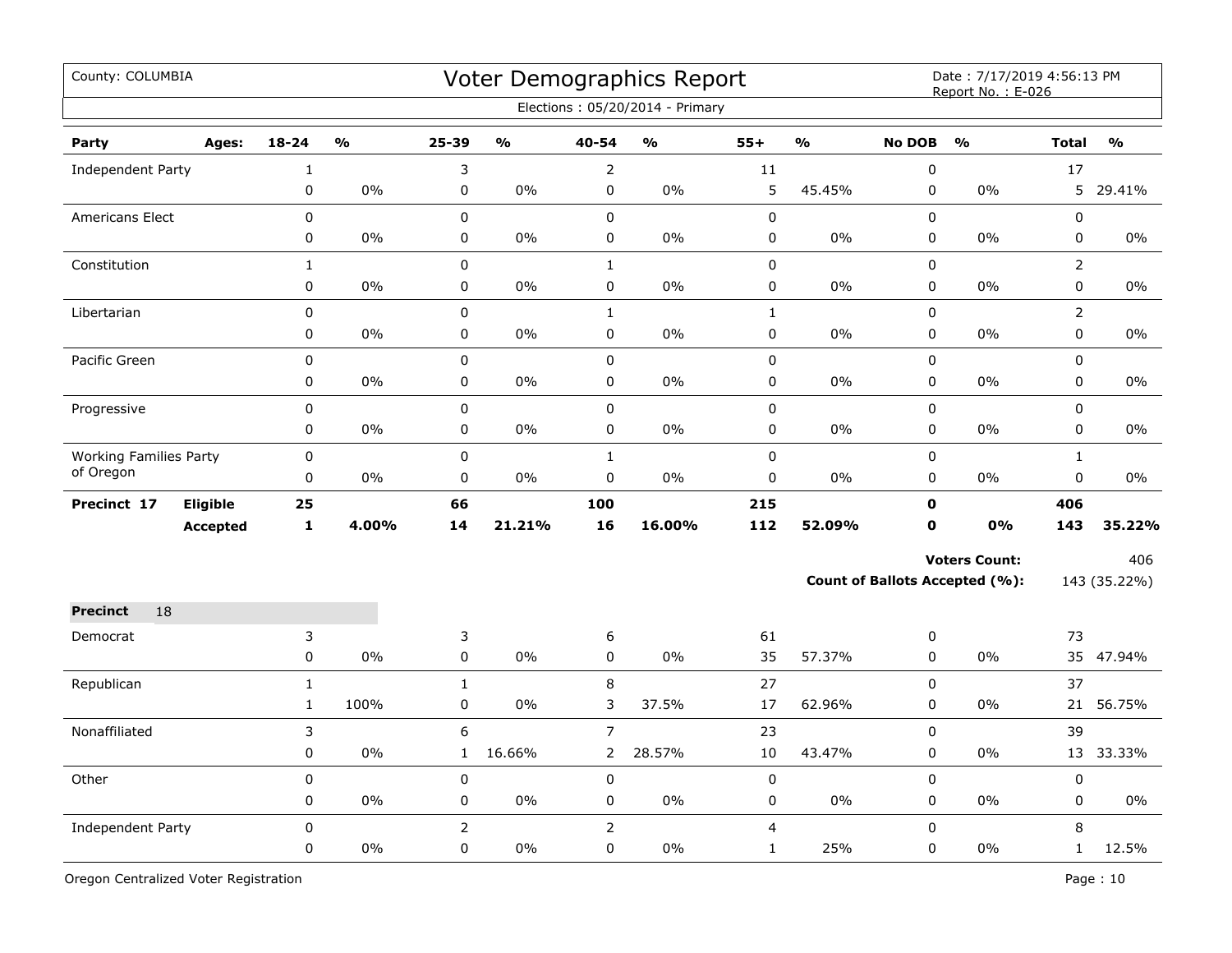County: COLUMBIA

# Voter Demographics Report

Date : 7/17/2019 4:56:13 PM
Report No. : E-026

Elections : 05/20/2014 - Primary

| Party | Ages: | 18-24 | % | 25-39 | % | 40-54 | % | 55+ | % | No DOB | % | Total | % |
|---|---|---|---|---|---|---|---|---|---|---|---|---|---|
| Independent Party | | 1 | | 3 | | 2 | | 11 | | 0 | | 17 | |
| | | 0 | 0% | 0 | 0% | 0 | 0% | 5 | 45.45% | 0 | 0% | 5 | 29.41% |
| Americans Elect | | 0 | | 0 | | 0 | | 0 | | 0 | | 0 | |
| | | 0 | 0% | 0 | 0% | 0 | 0% | 0 | 0% | 0 | 0% | 0 | 0% |
| Constitution | | 1 | | 0 | | 1 | | 0 | | 0 | | 2 | |
| | | 0 | 0% | 0 | 0% | 0 | 0% | 0 | 0% | 0 | 0% | 0 | 0% |
| Libertarian | | 0 | | 0 | | 1 | | 1 | | 0 | | 2 | |
| | | 0 | 0% | 0 | 0% | 0 | 0% | 0 | 0% | 0 | 0% | 0 | 0% |
| Pacific Green | | 0 | | 0 | | 0 | | 0 | | 0 | | 0 | |
| | | 0 | 0% | 0 | 0% | 0 | 0% | 0 | 0% | 0 | 0% | 0 | 0% |
| Progressive | | 0 | | 0 | | 0 | | 0 | | 0 | | 0 | |
| | | 0 | 0% | 0 | 0% | 0 | 0% | 0 | 0% | 0 | 0% | 0 | 0% |
| Working Families Party of Oregon | | 0 | | 0 | | 1 | | 0 | | 0 | | 1 | |
| | | 0 | 0% | 0 | 0% | 0 | 0% | 0 | 0% | 0 | 0% | 0 | 0% |
| **Precinct 17** | **Eligible** | **25** | | **66** | | **100** | | **215** | | **0** | | **406** | |
| | **Accepted** | **1** | **4.00%** | **14** | **21.21%** | **16** | **16.00%** | **112** | **52.09%** | **0** | **0%** | **143** | **35.22%** |

**Voters Count:** 406

**Count of Ballots Accepted (%):** 143 (35.22%)

**Precinct** 18

| Party | Ages: | 18-24 | % | 25-39 | % | 40-54 | % | 55+ | % | No DOB | % | Total | % |
|---|---|---|---|---|---|---|---|---|---|---|---|---|---|
| Democrat | | 3 | | 3 | | 6 | | 61 | | 0 | | 73 | |
| | | 0 | 0% | 0 | 0% | 0 | 0% | 35 | 57.37% | 0 | 0% | 35 | 47.94% |
| Republican | | 1 | | 1 | | 8 | | 27 | | 0 | | 37 | |
| | | 1 | 100% | 0 | 0% | 3 | 37.5% | 17 | 62.96% | 0 | 0% | 21 | 56.75% |
| Nonaffiliated | | 3 | | 6 | | 7 | | 23 | | 0 | | 39 | |
| | | 0 | 0% | 1 | 16.66% | 2 | 28.57% | 10 | 43.47% | 0 | 0% | 13 | 33.33% |
| Other | | 0 | | 0 | | 0 | | 0 | | 0 | | 0 | |
| | | 0 | 0% | 0 | 0% | 0 | 0% | 0 | 0% | 0 | 0% | 0 | 0% |
| Independent Party | | 0 | | 2 | | 2 | | 4 | | 0 | | 8 | |
| | | 0 | 0% | 0 | 0% | 0 | 0% | 1 | 25% | 0 | 0% | 1 | 12.5% |

Oregon Centralized Voter Registration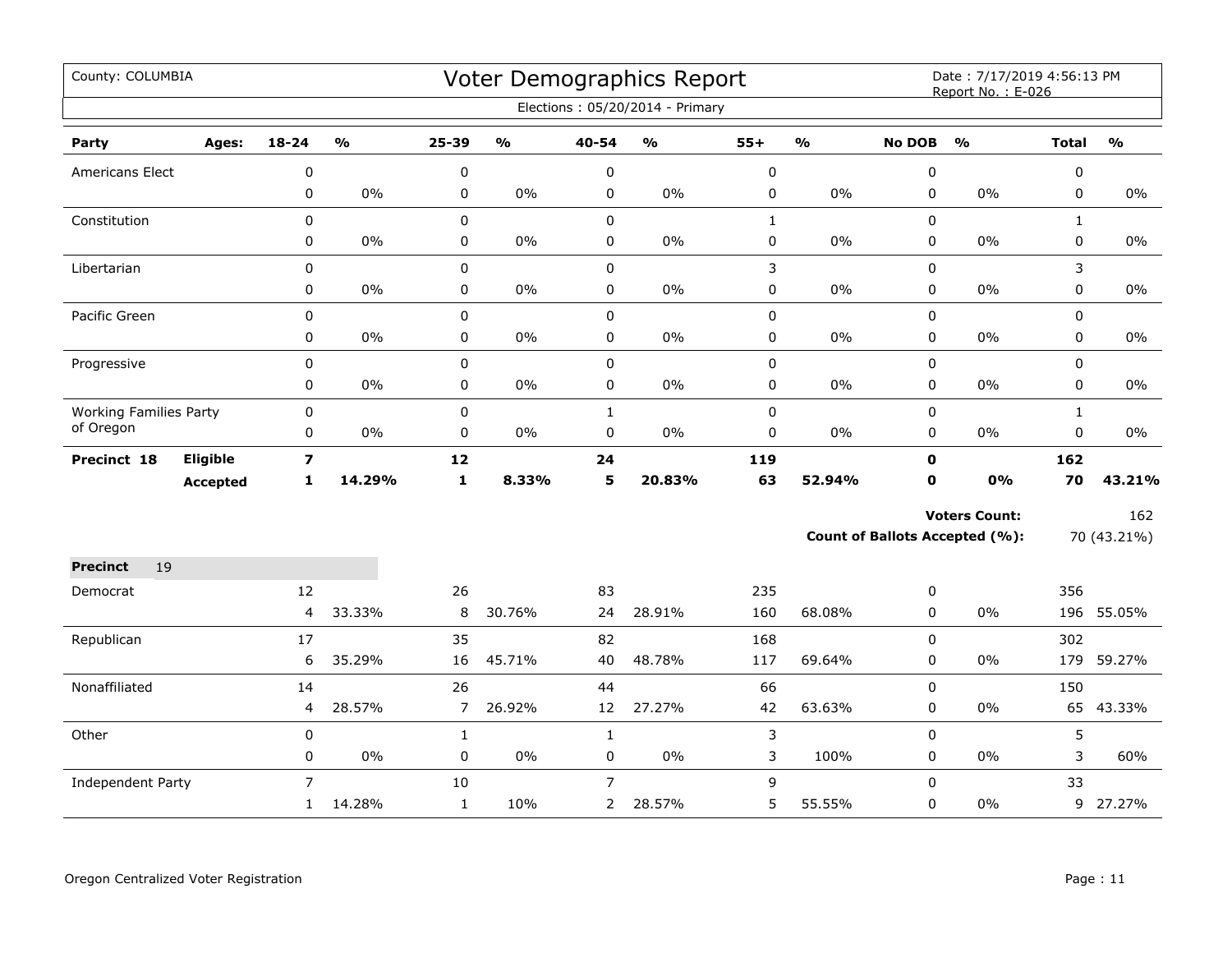County: COLUMBIA

# Voter Demographics Report

Date : 7/17/2019 4:56:13 PM
Report No. : E-026

Elections : 05/20/2014 - Primary

| Party | Ages: | 18-24 | % | 25-39 | % | 40-54 | % | 55+ | % | No DOB | % | Total | % |
|---|---|---|---|---|---|---|---|---|---|---|---|---|---|
| Americans Elect | | 0 | | 0 | | 0 | | 0 | | 0 | | 0 | |
| | | 0 | 0% | 0 | 0% | 0 | 0% | 0 | 0% | 0 | 0% | 0 | 0% |
| Constitution | | 0 | | 0 | | 0 | | 1 | | 0 | | 1 | |
| | | 0 | 0% | 0 | 0% | 0 | 0% | 0 | 0% | 0 | 0% | 0 | 0% |
| Libertarian | | 0 | | 0 | | 0 | | 3 | | 0 | | 3 | |
| | | 0 | 0% | 0 | 0% | 0 | 0% | 0 | 0% | 0 | 0% | 0 | 0% |
| Pacific Green | | 0 | | 0 | | 0 | | 0 | | 0 | | 0 | |
| | | 0 | 0% | 0 | 0% | 0 | 0% | 0 | 0% | 0 | 0% | 0 | 0% |
| Progressive | | 0 | | 0 | | 0 | | 0 | | 0 | | 0 | |
| | | 0 | 0% | 0 | 0% | 0 | 0% | 0 | 0% | 0 | 0% | 0 | 0% |
| Working Families Party of Oregon | | 0 | | 0 | | 1 | | 0 | | 0 | | 1 | |
| | | 0 | 0% | 0 | 0% | 0 | 0% | 0 | 0% | 0 | 0% | 0 | 0% |
| **Precinct 18** | **Eligible** | **7** | | **12** | | **24** | | **119** | | **0** | | **162** | |
| | **Accepted** | **1** | **14.29%** | **1** | **8.33%** | **5** | **20.83%** | **63** | **52.94%** | **0** | **0%** | **70** | **43.21%** |

**Voters Count:** 162

**Count of Ballots Accepted (%):** 70 (43.21%)

| **Precinct** 19 | | | | | | | | | | | | |
|---|---|---|---|---|---|---|---|---|---|---|---|---|
| Democrat | 12 | | 26 | | 83 | | 235 | | 0 | | 356 | |
| | 4 | 33.33% | 8 | 30.76% | 24 | 28.91% | 160 | 68.08% | 0 | 0% | 196 | 55.05% |
| Republican | 17 | | 35 | | 82 | | 168 | | 0 | | 302 | |
| | 6 | 35.29% | 16 | 45.71% | 40 | 48.78% | 117 | 69.64% | 0 | 0% | 179 | 59.27% |
| Nonaffiliated | 14 | | 26 | | 44 | | 66 | | 0 | | 150 | |
| | 4 | 28.57% | 7 | 26.92% | 12 | 27.27% | 42 | 63.63% | 0 | 0% | 65 | 43.33% |
| Other | 0 | | 1 | | 1 | | 3 | | 0 | | 5 | |
| | 0 | 0% | 0 | 0% | 0 | 0% | 3 | 100% | 0 | 0% | 3 | 60% |
| Independent Party | 7 | | 10 | | 7 | | 9 | | 0 | | 33 | |
| | 1 | 14.28% | 1 | 10% | 2 | 28.57% | 5 | 55.55% | 0 | 0% | 9 | 27.27% |

Oregon Centralized Voter Registration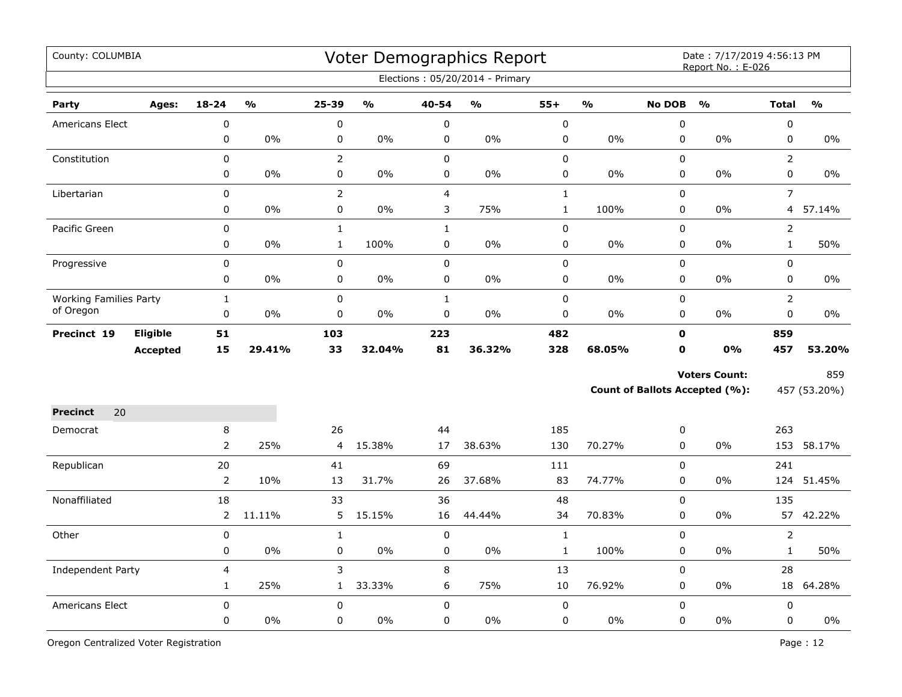County: COLUMBIA

# Voter Demographics Report

Date : 7/17/2019 4:56:13 PM
Report No. : E-026

Elections : 05/20/2014 - Primary

| Party | Ages: | 18-24 | % | 25-39 | % | 40-54 | % | 55+ | % | No DOB | % | Total | % |
|---|---|---|---|---|---|---|---|---|---|---|---|---|---|
| Americans Elect | | 0 | | 0 | | 0 | | 0 | | 0 | | 0 | |
| | | 0 | 0% | 0 | 0% | 0 | 0% | 0 | 0% | 0 | 0% | 0 | 0% |
| Constitution | | 0 | | 2 | | 0 | | 0 | | 0 | | 2 | |
| | | 0 | 0% | 0 | 0% | 0 | 0% | 0 | 0% | 0 | 0% | 0 | 0% |
| Libertarian | | 0 | | 2 | | 4 | | 1 | | 0 | | 7 | |
| | | 0 | 0% | 0 | 0% | 3 | 75% | 1 | 100% | 0 | 0% | 4 | 57.14% |
| Pacific Green | | 0 | | 1 | | 1 | | 0 | | 0 | | 2 | |
| | | 0 | 0% | 1 | 100% | 0 | 0% | 0 | 0% | 0 | 0% | 1 | 50% |
| Progressive | | 0 | | 0 | | 0 | | 0 | | 0 | | 0 | |
| | | 0 | 0% | 0 | 0% | 0 | 0% | 0 | 0% | 0 | 0% | 0 | 0% |
| Working Families Party of Oregon | | 1 | | 0 | | 1 | | 0 | | 0 | | 2 | |
| | | 0 | 0% | 0 | 0% | 0 | 0% | 0 | 0% | 0 | 0% | 0 | 0% |
| **Precinct 19** | **Eligible** | **51** | | **103** | | **223** | | **482** | | **0** | | **859** | |
| | **Accepted** | **15** | **29.41%** | **33** | **32.04%** | **81** | **36.32%** | **328** | **68.05%** | **0** | **0%** | **457** | **53.20%** |

**Voters Count:** 859

**Count of Ballots Accepted (%):** 457 (53.20%)

**Precinct** 20

| Party | Ages: | 18-24 | % | 25-39 | % | 40-54 | % | 55+ | % | No DOB | % | Total | % |
|---|---|---|---|---|---|---|---|---|---|---|---|---|---|
| Democrat | | 8 | | 26 | | 44 | | 185 | | 0 | | 263 | |
| | | 2 | 25% | 4 | 15.38% | 17 | 38.63% | 130 | 70.27% | 0 | 0% | 153 | 58.17% |
| Republican | | 20 | | 41 | | 69 | | 111 | | 0 | | 241 | |
| | | 2 | 10% | 13 | 31.7% | 26 | 37.68% | 83 | 74.77% | 0 | 0% | 124 | 51.45% |
| Nonaffiliated | | 18 | | 33 | | 36 | | 48 | | 0 | | 135 | |
| | | 2 | 11.11% | 5 | 15.15% | 16 | 44.44% | 34 | 70.83% | 0 | 0% | 57 | 42.22% |
| Other | | 0 | | 1 | | 0 | | 1 | | 0 | | 2 | |
| | | 0 | 0% | 0 | 0% | 0 | 0% | 1 | 100% | 0 | 0% | 1 | 50% |
| Independent Party | | 4 | | 3 | | 8 | | 13 | | 0 | | 28 | |
| | | 1 | 25% | 1 | 33.33% | 6 | 75% | 10 | 76.92% | 0 | 0% | 18 | 64.28% |
| Americans Elect | | 0 | | 0 | | 0 | | 0 | | 0 | | 0 | |
| | | 0 | 0% | 0 | 0% | 0 | 0% | 0 | 0% | 0 | 0% | 0 | 0% |

Oregon Centralized Voter Registration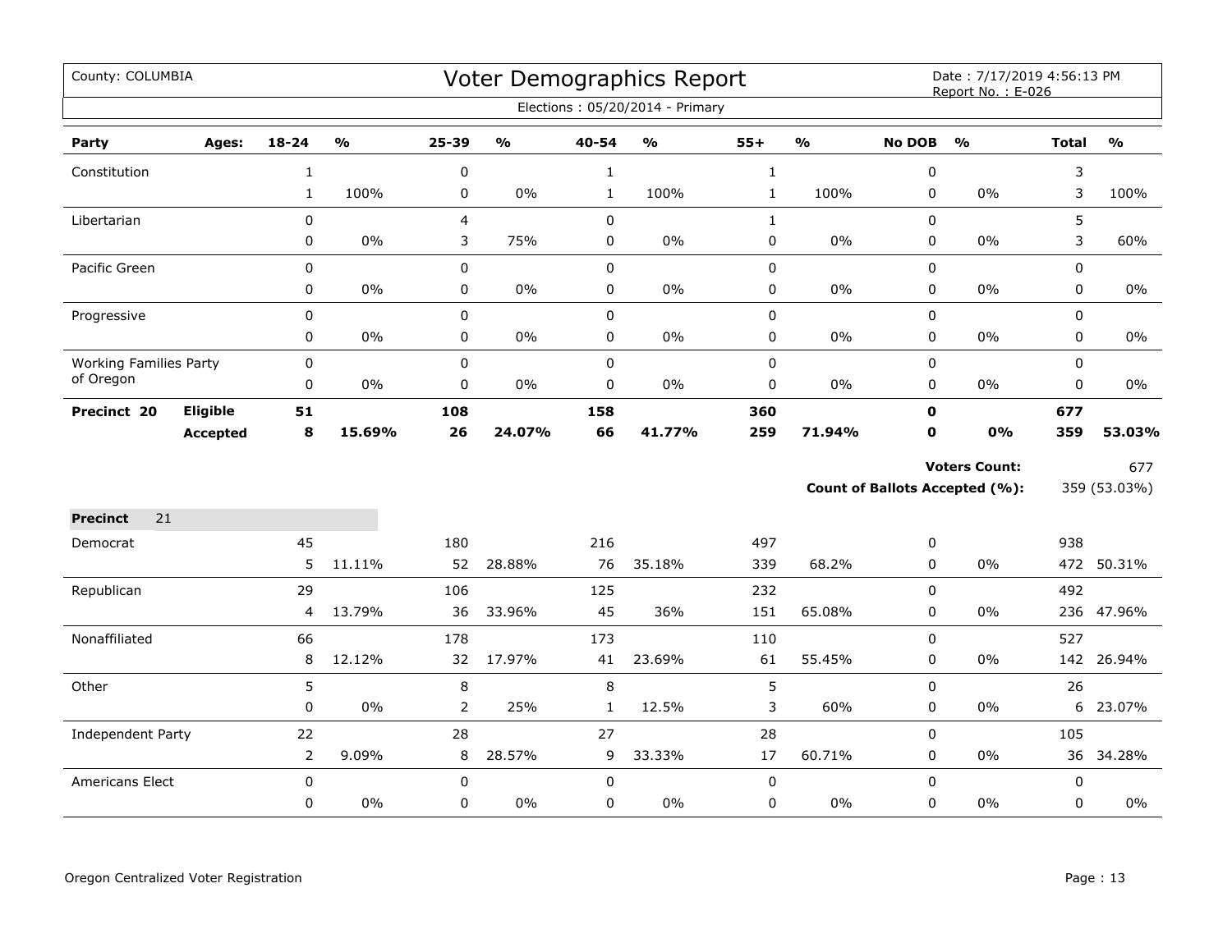County: COLUMBIA

# Voter Demographics Report

Date : 7/17/2019 4:56:13 PM
Report No. : E-026

Elections : 05/20/2014 - Primary

| Party | Ages: | 18-24 | % | 25-39 | % | 40-54 | % | 55+ | % | No DOB | % | Total | % |
|---|---|---|---|---|---|---|---|---|---|---|---|---|---|
| Constitution | | 1 | | 0 | | 1 | | 1 | | 0 | | 3 | |
| | | 1 | 100% | 0 | 0% | 1 | 100% | 1 | 100% | 0 | 0% | 3 | 100% |
| Libertarian | | 0 | | 4 | | 0 | | 1 | | 0 | | 5 | |
| | | 0 | 0% | 3 | 75% | 0 | 0% | 0 | 0% | 0 | 0% | 3 | 60% |
| Pacific Green | | 0 | | 0 | | 0 | | 0 | | 0 | | 0 | |
| | | 0 | 0% | 0 | 0% | 0 | 0% | 0 | 0% | 0 | 0% | 0 | 0% |
| Progressive | | 0 | | 0 | | 0 | | 0 | | 0 | | 0 | |
| | | 0 | 0% | 0 | 0% | 0 | 0% | 0 | 0% | 0 | 0% | 0 | 0% |
| Working Families Party of Oregon | | 0 | | 0 | | 0 | | 0 | | 0 | | 0 | |
| | | 0 | 0% | 0 | 0% | 0 | 0% | 0 | 0% | 0 | 0% | 0 | 0% |
| **Precinct 20** | **Eligible** | **51** | | **108** | | **158** | | **360** | | **0** | | **677** | |
| | **Accepted** | **8** | **15.69%** | **26** | **24.07%** | **66** | **41.77%** | **259** | **71.94%** | **0** | **0%** | **359** | **53.03%** |

**Voters Count:** 677

**Count of Ballots Accepted (%):** 359 (53.03%)

**Precinct** 21

| Party | Ages: | 18-24 | % | 25-39 | % | 40-54 | % | 55+ | % | No DOB | % | Total | % |
|---|---|---|---|---|---|---|---|---|---|---|---|---|---|
| Democrat | | 45 | | 180 | | 216 | | 497 | | 0 | | 938 | |
| | | 5 | 11.11% | 52 | 28.88% | 76 | 35.18% | 339 | 68.2% | 0 | 0% | 472 | 50.31% |
| Republican | | 29 | | 106 | | 125 | | 232 | | 0 | | 492 | |
| | | 4 | 13.79% | 36 | 33.96% | 45 | 36% | 151 | 65.08% | 0 | 0% | 236 | 47.96% |
| Nonaffiliated | | 66 | | 178 | | 173 | | 110 | | 0 | | 527 | |
| | | 8 | 12.12% | 32 | 17.97% | 41 | 23.69% | 61 | 55.45% | 0 | 0% | 142 | 26.94% |
| Other | | 5 | | 8 | | 8 | | 5 | | 0 | | 26 | |
| | | 0 | 0% | 2 | 25% | 1 | 12.5% | 3 | 60% | 0 | 0% | 6 | 23.07% |
| Independent Party | | 22 | | 28 | | 27 | | 28 | | 0 | | 105 | |
| | | 2 | 9.09% | 8 | 28.57% | 9 | 33.33% | 17 | 60.71% | 0 | 0% | 36 | 34.28% |
| Americans Elect | | 0 | | 0 | | 0 | | 0 | | 0 | | 0 | |
| | | 0 | 0% | 0 | 0% | 0 | 0% | 0 | 0% | 0 | 0% | 0 | 0% |

Oregon Centralized Voter Registration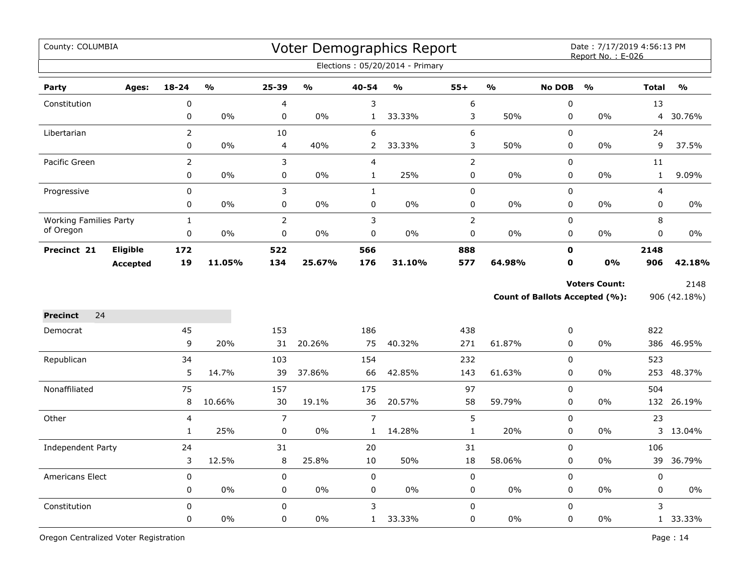County: COLUMBIA

# Voter Demographics Report

Date : 7/17/2019 4:56:13 PM
Report No. : E-026

Elections : 05/20/2014 - Primary

| Party | Ages: | 18-24 | % | 25-39 | % | 40-54 | % | 55+ | % | No DOB | % | Total | % |
|---|---|---|---|---|---|---|---|---|---|---|---|---|---|
| Constitution | | 0 | | 4 | | 3 | | 6 | | 0 | | 13 | |
| | | 0 | 0% | 0 | 0% | 1 | 33.33% | 3 | 50% | 0 | 0% | 4 | 30.76% |
| Libertarian | | 2 | | 10 | | 6 | | 6 | | 0 | | 24 | |
| | | 0 | 0% | 4 | 40% | 2 | 33.33% | 3 | 50% | 0 | 0% | 9 | 37.5% |
| Pacific Green | | 2 | | 3 | | 4 | | 2 | | 0 | | 11 | |
| | | 0 | 0% | 0 | 0% | 1 | 25% | 0 | 0% | 0 | 0% | 1 | 9.09% |
| Progressive | | 0 | | 3 | | 1 | | 0 | | 0 | | 4 | |
| | | 0 | 0% | 0 | 0% | 0 | 0% | 0 | 0% | 0 | 0% | 0 | 0% |
| Working Families Party of Oregon | | 1 | | 2 | | 3 | | 2 | | 0 | | 8 | |
| | | 0 | 0% | 0 | 0% | 0 | 0% | 0 | 0% | 0 | 0% | 0 | 0% |
| **Precinct 21** | **Eligible** | **172** | | **522** | | **566** | | **888** | | **0** | | **2148** | |
| | **Accepted** | **19** | **11.05%** | **134** | **25.67%** | **176** | **31.10%** | **577** | **64.98%** | **0** | **0%** | **906** | **42.18%** |

**Voters Count:** 2148

**Count of Ballots Accepted (%):** 906 (42.18%)

**Precinct** 24

| Party | Ages: | 18-24 | % | 25-39 | % | 40-54 | % | 55+ | % | No DOB | % | Total | % |
|---|---|---|---|---|---|---|---|---|---|---|---|---|---|
| Democrat | | 45 | | 153 | | 186 | | 438 | | 0 | | 822 | |
| | | 9 | 20% | 31 | 20.26% | 75 | 40.32% | 271 | 61.87% | 0 | 0% | 386 | 46.95% |
| Republican | | 34 | | 103 | | 154 | | 232 | | 0 | | 523 | |
| | | 5 | 14.7% | 39 | 37.86% | 66 | 42.85% | 143 | 61.63% | 0 | 0% | 253 | 48.37% |
| Nonaffiliated | | 75 | | 157 | | 175 | | 97 | | 0 | | 504 | |
| | | 8 | 10.66% | 30 | 19.1% | 36 | 20.57% | 58 | 59.79% | 0 | 0% | 132 | 26.19% |
| Other | | 4 | | 7 | | 7 | | 5 | | 0 | | 23 | |
| | | 1 | 25% | 0 | 0% | 1 | 14.28% | 1 | 20% | 0 | 0% | 3 | 13.04% |
| Independent Party | | 24 | | 31 | | 20 | | 31 | | 0 | | 106 | |
| | | 3 | 12.5% | 8 | 25.8% | 10 | 50% | 18 | 58.06% | 0 | 0% | 39 | 36.79% |
| Americans Elect | | 0 | | 0 | | 0 | | 0 | | 0 | | 0 | |
| | | 0 | 0% | 0 | 0% | 0 | 0% | 0 | 0% | 0 | 0% | 0 | 0% |
| Constitution | | 0 | | 0 | | 3 | | 0 | | 0 | | 3 | |
| | | 0 | 0% | 0 | 0% | 1 | 33.33% | 0 | 0% | 0 | 0% | 1 | 33.33% |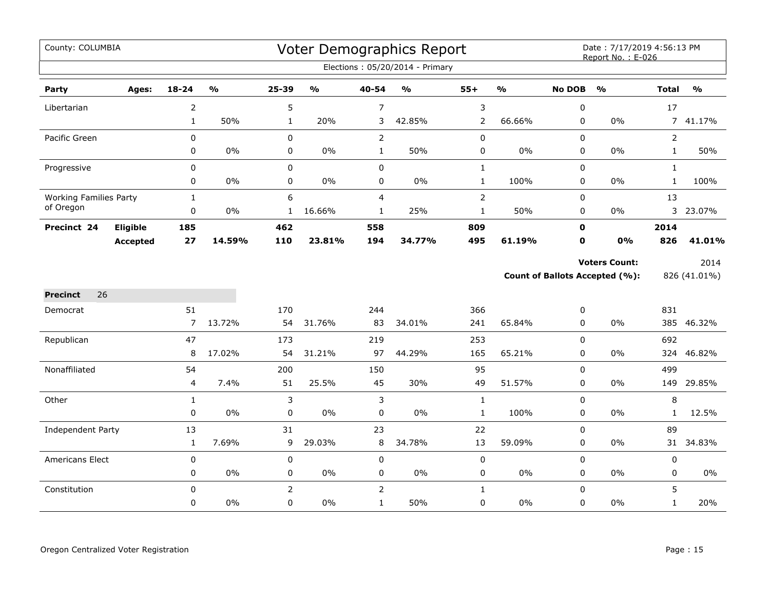County: COLUMBIA

# Voter Demographics Report

Date : 7/17/2019 4:56:13 PM
Report No. : E-026

Elections : 05/20/2014 - Primary

| Party | Ages: | 18-24 | % | 25-39 | % | 40-54 | % | 55+ | % | No DOB | % | Total | % |
|---|---|---|---|---|---|---|---|---|---|---|---|---|---|
| Libertarian | | 2 | | 5 | | 7 | | 3 | | 0 | | 17 | |
| | | 1 | 50% | 1 | 20% | 3 | 42.85% | 2 | 66.66% | 0 | 0% | 7 | 41.17% |
| Pacific Green | | 0 | | 0 | | 2 | | 0 | | 0 | | 2 | |
| | | 0 | 0% | 0 | 0% | 1 | 50% | 0 | 0% | 0 | 0% | 1 | 50% |
| Progressive | | 0 | | 0 | | 0 | | 1 | | 0 | | 1 | |
| | | 0 | 0% | 0 | 0% | 0 | 0% | 1 | 100% | 0 | 0% | 1 | 100% |
| Working Families Party of Oregon | | 1 | | 6 | | 4 | | 2 | | 0 | | 13 | |
| | | 0 | 0% | 1 | 16.66% | 1 | 25% | 1 | 50% | 0 | 0% | 3 | 23.07% |
| **Precinct 24** | **Eligible** | **185** | | **462** | | **558** | | **809** | | **0** | | **2014** | |
| | **Accepted** | **27** | **14.59%** | **110** | **23.81%** | **194** | **34.77%** | **495** | **61.19%** | **0** | **0%** | **826** | **41.01%** |

**Voters Count:** 2014

**Count of Ballots Accepted (%):** 826 (41.01%)

**Precinct** 26

| Party | Ages: | 18-24 | % | 25-39 | % | 40-54 | % | 55+ | % | No DOB | % | Total | % |
|---|---|---|---|---|---|---|---|---|---|---|---|---|---|
| Democrat | | 51 | | 170 | | 244 | | 366 | | 0 | | 831 | |
| | | 7 | 13.72% | 54 | 31.76% | 83 | 34.01% | 241 | 65.84% | 0 | 0% | 385 | 46.32% |
| Republican | | 47 | | 173 | | 219 | | 253 | | 0 | | 692 | |
| | | 8 | 17.02% | 54 | 31.21% | 97 | 44.29% | 165 | 65.21% | 0 | 0% | 324 | 46.82% |
| Nonaffiliated | | 54 | | 200 | | 150 | | 95 | | 0 | | 499 | |
| | | 4 | 7.4% | 51 | 25.5% | 45 | 30% | 49 | 51.57% | 0 | 0% | 149 | 29.85% |
| Other | | 1 | | 3 | | 3 | | 1 | | 0 | | 8 | |
| | | 0 | 0% | 0 | 0% | 0 | 0% | 1 | 100% | 0 | 0% | 1 | 12.5% |
| Independent Party | | 13 | | 31 | | 23 | | 22 | | 0 | | 89 | |
| | | 1 | 7.69% | 9 | 29.03% | 8 | 34.78% | 13 | 59.09% | 0 | 0% | 31 | 34.83% |
| Americans Elect | | 0 | | 0 | | 0 | | 0 | | 0 | | 0 | |
| | | 0 | 0% | 0 | 0% | 0 | 0% | 0 | 0% | 0 | 0% | 0 | 0% |
| Constitution | | 0 | | 2 | | 2 | | 1 | | 0 | | 5 | |
| | | 0 | 0% | 0 | 0% | 1 | 50% | 0 | 0% | 0 | 0% | 1 | 20% |

Oregon Centralized Voter Registration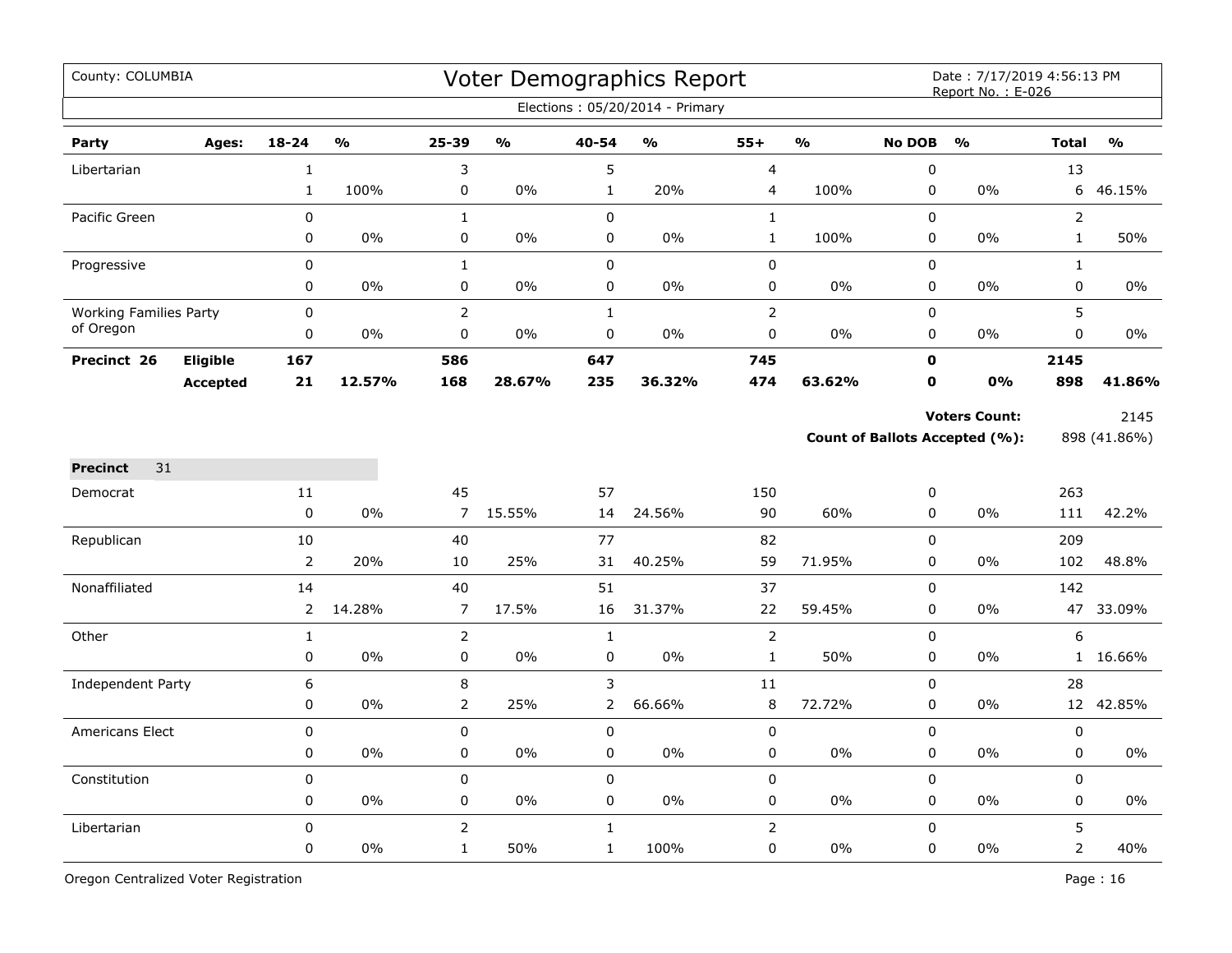County: COLUMBIA

# Voter Demographics Report

Date : 7/17/2019 4:56:13 PM
Report No. : E-026

Elections : 05/20/2014 - Primary

| Party | Ages: | 18-24 | % | 25-39 | % | 40-54 | % | 55+ | % | No DOB | % | Total | % |
|---|---|---|---|---|---|---|---|---|---|---|---|---|---|
| Libertarian | | 1 | | 3 | | 5 | | 4 | | 0 | | 13 | |
| | | 1 | 100% | 0 | 0% | 1 | 20% | 4 | 100% | 0 | 0% | 6 | 46.15% |
| Pacific Green | | 0 | | 1 | | 0 | | 1 | | 0 | | 2 | |
| | | 0 | 0% | 0 | 0% | 0 | 0% | 1 | 100% | 0 | 0% | 1 | 50% |
| Progressive | | 0 | | 1 | | 0 | | 0 | | 0 | | 1 | |
| | | 0 | 0% | 0 | 0% | 0 | 0% | 0 | 0% | 0 | 0% | 0 | 0% |
| Working Families Party of Oregon | | 0 | | 2 | | 1 | | 2 | | 0 | | 5 | |
| | | 0 | 0% | 0 | 0% | 0 | 0% | 0 | 0% | 0 | 0% | 0 | 0% |
| **Precinct 26** | **Eligible** | **167** | | **586** | | **647** | | **745** | | **0** | | **2145** | |
| | **Accepted** | **21** | **12.57%** | **168** | **28.67%** | **235** | **36.32%** | **474** | **63.62%** | **0** | **0%** | **898** | **41.86%** |

**Voters Count:** 2145

**Count of Ballots Accepted (%):** 898 (41.86%)

**Precinct** 31

| Party | Ages: | 18-24 | % | 25-39 | % | 40-54 | % | 55+ | % | No DOB | % | Total | % |
|---|---|---|---|---|---|---|---|---|---|---|---|---|---|
| Democrat | | 11 | | 45 | | 57 | | 150 | | 0 | | 263 | |
| | | 0 | 0% | 7 | 15.55% | 14 | 24.56% | 90 | 60% | 0 | 0% | 111 | 42.2% |
| Republican | | 10 | | 40 | | 77 | | 82 | | 0 | | 209 | |
| | | 2 | 20% | 10 | 25% | 31 | 40.25% | 59 | 71.95% | 0 | 0% | 102 | 48.8% |
| Nonaffiliated | | 14 | | 40 | | 51 | | 37 | | 0 | | 142 | |
| | | 2 | 14.28% | 7 | 17.5% | 16 | 31.37% | 22 | 59.45% | 0 | 0% | 47 | 33.09% |
| Other | | 1 | | 2 | | 1 | | 2 | | 0 | | 6 | |
| | | 0 | 0% | 0 | 0% | 0 | 0% | 1 | 50% | 0 | 0% | 1 | 16.66% |
| Independent Party | | 6 | | 8 | | 3 | | 11 | | 0 | | 28 | |
| | | 0 | 0% | 2 | 25% | 2 | 66.66% | 8 | 72.72% | 0 | 0% | 12 | 42.85% |
| Americans Elect | | 0 | | 0 | | 0 | | 0 | | 0 | | 0 | |
| | | 0 | 0% | 0 | 0% | 0 | 0% | 0 | 0% | 0 | 0% | 0 | 0% |
| Constitution | | 0 | | 0 | | 0 | | 0 | | 0 | | 0 | |
| | | 0 | 0% | 0 | 0% | 0 | 0% | 0 | 0% | 0 | 0% | 0 | 0% |
| Libertarian | | 0 | | 2 | | 1 | | 2 | | 0 | | 5 | |
| | | 0 | 0% | 1 | 50% | 1 | 100% | 0 | 0% | 0 | 0% | 2 | 40% |

Oregon Centralized Voter Registration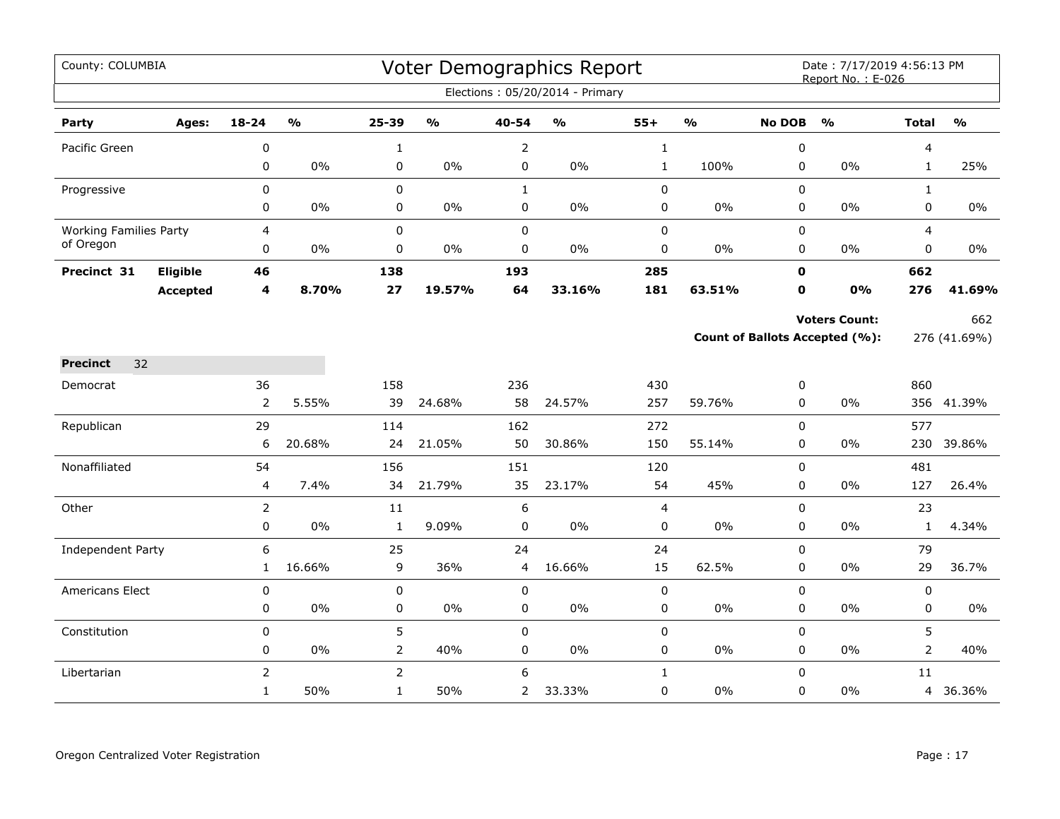County: COLUMBIA

# Voter Demographics Report

Date : 7/17/2019 4:56:13 PM
Report No. : E-026

Elections : 05/20/2014 - Primary

| Party | Ages: | 18-24 | % | 25-39 | % | 40-54 | % | 55+ | % | No DOB | % | Total | % |
|---|---|---|---|---|---|---|---|---|---|---|---|---|---|
| Pacific Green | | 0 | | 1 | | 2 | | 1 | | 0 | | 4 | |
| | | 0 | 0% | 0 | 0% | 0 | 0% | 1 | 100% | 0 | 0% | 1 | 25% |
| Progressive | | 0 | | 0 | | 1 | | 0 | | 0 | | 1 | |
| | | 0 | 0% | 0 | 0% | 0 | 0% | 0 | 0% | 0 | 0% | 0 | 0% |
| Working Families Party of Oregon | | 4 | | 0 | | 0 | | 0 | | 0 | | 4 | |
| | | 0 | 0% | 0 | 0% | 0 | 0% | 0 | 0% | 0 | 0% | 0 | 0% |
| **Precinct 31** | **Eligible** | **46** | | **138** | | **193** | | **285** | | **0** | | **662** | |
| | **Accepted** | **4** | **8.70%** | **27** | **19.57%** | **64** | **33.16%** | **181** | **63.51%** | **0** | **0%** | **276** | **41.69%** |

**Voters Count:** 662

**Count of Ballots Accepted (%):** 276 (41.69%)

**Precinct** 32

| Party | Ages: | 18-24 | % | 25-39 | % | 40-54 | % | 55+ | % | No DOB | % | Total | % |
|---|---|---|---|---|---|---|---|---|---|---|---|---|---|
| Democrat | | 36 | | 158 | | 236 | | 430 | | 0 | | 860 | |
| | | 2 | 5.55% | 39 | 24.68% | 58 | 24.57% | 257 | 59.76% | 0 | 0% | 356 | 41.39% |
| Republican | | 29 | | 114 | | 162 | | 272 | | 0 | | 577 | |
| | | 6 | 20.68% | 24 | 21.05% | 50 | 30.86% | 150 | 55.14% | 0 | 0% | 230 | 39.86% |
| Nonaffiliated | | 54 | | 156 | | 151 | | 120 | | 0 | | 481 | |
| | | 4 | 7.4% | 34 | 21.79% | 35 | 23.17% | 54 | 45% | 0 | 0% | 127 | 26.4% |
| Other | | 2 | | 11 | | 6 | | 4 | | 0 | | 23 | |
| | | 0 | 0% | 1 | 9.09% | 0 | 0% | 0 | 0% | 0 | 0% | 1 | 4.34% |
| Independent Party | | 6 | | 25 | | 24 | | 24 | | 0 | | 79 | |
| | | 1 | 16.66% | 9 | 36% | 4 | 16.66% | 15 | 62.5% | 0 | 0% | 29 | 36.7% |
| Americans Elect | | 0 | | 0 | | 0 | | 0 | | 0 | | 0 | |
| | | 0 | 0% | 0 | 0% | 0 | 0% | 0 | 0% | 0 | 0% | 0 | 0% |
| Constitution | | 0 | | 5 | | 0 | | 0 | | 0 | | 5 | |
| | | 0 | 0% | 2 | 40% | 0 | 0% | 0 | 0% | 0 | 0% | 2 | 40% |
| Libertarian | | 2 | | 2 | | 6 | | 1 | | 0 | | 11 | |
| | | 1 | 50% | 1 | 50% | 2 | 33.33% | 0 | 0% | 0 | 0% | 4 | 36.36% |

Oregon Centralized Voter Registration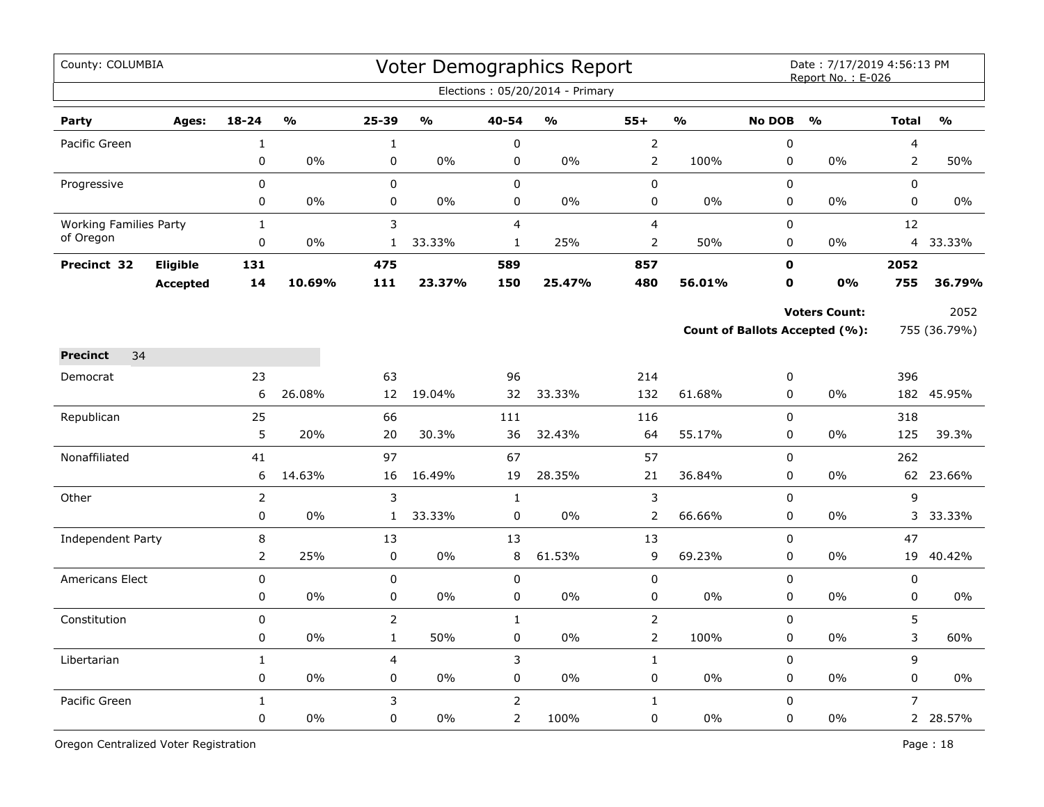County: COLUMBIA

# Voter Demographics Report

Date : 7/17/2019 4:56:13 PM
Report No. : E-026

Elections : 05/20/2014 - Primary

| Party | Ages: | 18-24 | % | 25-39 | % | 40-54 | % | 55+ | % | No DOB | % | Total | % |
|---|---|---|---|---|---|---|---|---|---|---|---|---|---|
| Pacific Green | | 1 | | 1 | | 0 | | 2 | | 0 | | 4 | |
| | | 0 | 0% | 0 | 0% | 0 | 0% | 2 | 100% | 0 | 0% | 2 | 50% |
| Progressive | | 0 | | 0 | | 0 | | 0 | | 0 | | 0 | |
| | | 0 | 0% | 0 | 0% | 0 | 0% | 0 | 0% | 0 | 0% | 0 | 0% |
| Working Families Party of Oregon | | 1 | | 3 | | 4 | | 4 | | 0 | | 12 | |
| | | 0 | 0% | 1 | 33.33% | 1 | 25% | 2 | 50% | 0 | 0% | 4 | 33.33% |
| **Precinct 32** | **Eligible** | **131** | | **475** | | **589** | | **857** | | **0** | | **2052** | |
| | **Accepted** | **14** | **10.69%** | **111** | **23.37%** | **150** | **25.47%** | **480** | **56.01%** | **0** | **0%** | **755** | **36.79%** |

**Voters Count:** 2052

**Count of Ballots Accepted (%):** 755 (36.79%)

**Precinct** 34

| Party | Ages: | 18-24 | % | 25-39 | % | 40-54 | % | 55+ | % | No DOB | % | Total | % |
|---|---|---|---|---|---|---|---|---|---|---|---|---|---|
| Democrat | | 23 | | 63 | | 96 | | 214 | | 0 | | 396 | |
| | | 6 | 26.08% | 12 | 19.04% | 32 | 33.33% | 132 | 61.68% | 0 | 0% | 182 | 45.95% |
| Republican | | 25 | | 66 | | 111 | | 116 | | 0 | | 318 | |
| | | 5 | 20% | 20 | 30.3% | 36 | 32.43% | 64 | 55.17% | 0 | 0% | 125 | 39.3% |
| Nonaffiliated | | 41 | | 97 | | 67 | | 57 | | 0 | | 262 | |
| | | 6 | 14.63% | 16 | 16.49% | 19 | 28.35% | 21 | 36.84% | 0 | 0% | 62 | 23.66% |
| Other | | 2 | | 3 | | 1 | | 3 | | 0 | | 9 | |
| | | 0 | 0% | 1 | 33.33% | 0 | 0% | 2 | 66.66% | 0 | 0% | 3 | 33.33% |
| Independent Party | | 8 | | 13 | | 13 | | 13 | | 0 | | 47 | |
| | | 2 | 25% | 0 | 0% | 8 | 61.53% | 9 | 69.23% | 0 | 0% | 19 | 40.42% |
| Americans Elect | | 0 | | 0 | | 0 | | 0 | | 0 | | 0 | |
| | | 0 | 0% | 0 | 0% | 0 | 0% | 0 | 0% | 0 | 0% | 0 | 0% |
| Constitution | | 0 | | 2 | | 1 | | 2 | | 0 | | 5 | |
| | | 0 | 0% | 1 | 50% | 0 | 0% | 2 | 100% | 0 | 0% | 3 | 60% |
| Libertarian | | 1 | | 4 | | 3 | | 1 | | 0 | | 9 | |
| | | 0 | 0% | 0 | 0% | 0 | 0% | 0 | 0% | 0 | 0% | 0 | 0% |
| Pacific Green | | 1 | | 3 | | 2 | | 1 | | 0 | | 7 | |
| | | 0 | 0% | 0 | 0% | 2 | 100% | 0 | 0% | 0 | 0% | 2 | 28.57% |

Oregon Centralized Voter Registration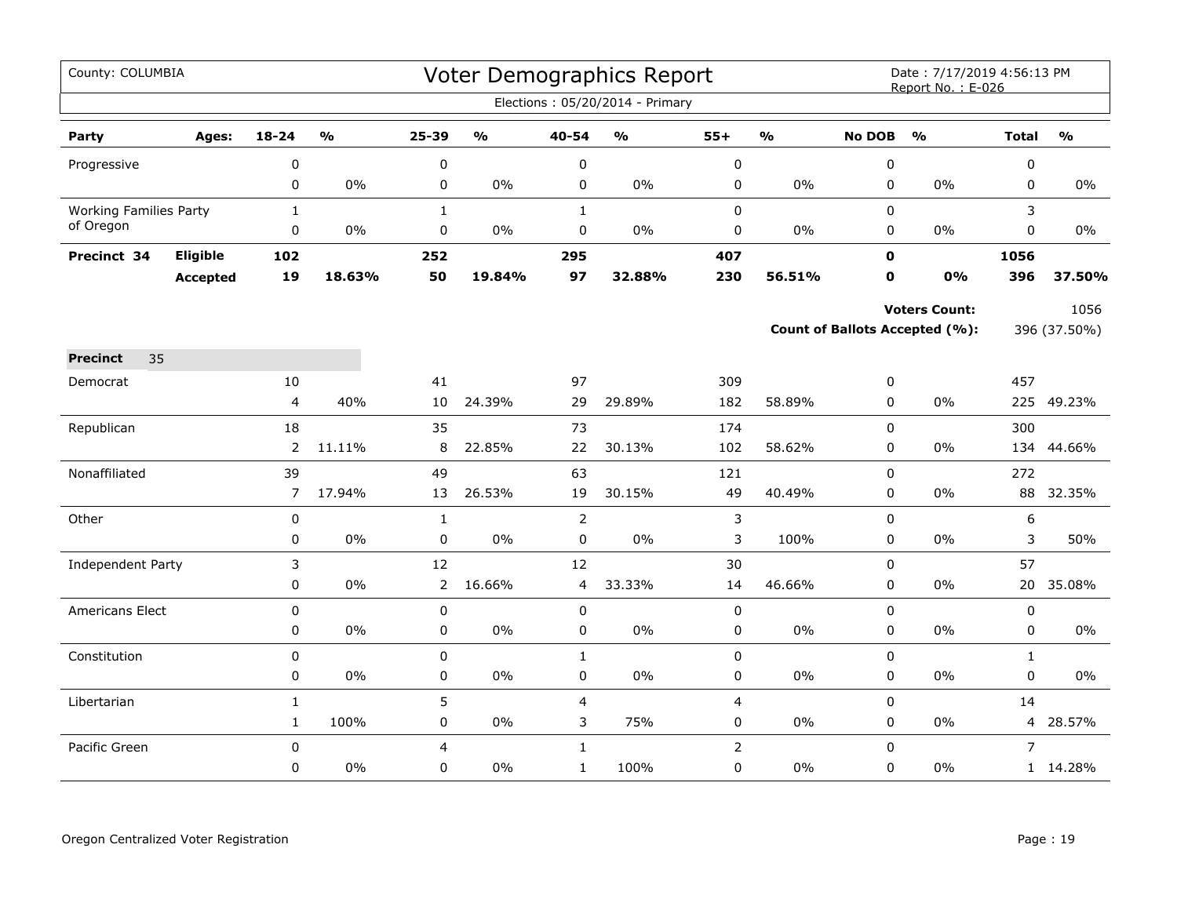County: COLUMBIA

# Voter Demographics Report

Date : 7/17/2019 4:56:13 PM
Report No. : E-026

Elections : 05/20/2014 - Primary

| Party | Ages: | 18-24 | % | 25-39 | % | 40-54 | % | 55+ | % | No DOB | % | Total | % |
|---|---|---|---|---|---|---|---|---|---|---|---|---|---|
| Progressive | | 0 | | 0 | | 0 | | 0 | | 0 | | 0 | |
| | | 0 | 0% | 0 | 0% | 0 | 0% | 0 | 0% | 0 | 0% | 0 | 0% |
| Working Families Party of Oregon | | 1 | | 1 | | 1 | | 0 | | 0 | | 3 | |
| | | 0 | 0% | 0 | 0% | 0 | 0% | 0 | 0% | 0 | 0% | 0 | 0% |
| **Precinct 34** | **Eligible** | **102** | | **252** | | **295** | | **407** | | **0** | | **1056** | |
| | **Accepted** | **19** | **18.63%** | **50** | **19.84%** | **97** | **32.88%** | **230** | **56.51%** | **0** | **0%** | **396** | **37.50%** |

**Voters Count:** 1056

**Count of Ballots Accepted (%):** 396 (37.50%)

**Precinct** 35

| Party | Ages: | 18-24 | % | 25-39 | % | 40-54 | % | 55+ | % | No DOB | % | Total | % |
|---|---|---|---|---|---|---|---|---|---|---|---|---|---|
| Democrat | | 10 | | 41 | | 97 | | 309 | | 0 | | 457 | |
| | | 4 | 40% | 10 | 24.39% | 29 | 29.89% | 182 | 58.89% | 0 | 0% | 225 | 49.23% |
| Republican | | 18 | | 35 | | 73 | | 174 | | 0 | | 300 | |
| | | 2 | 11.11% | 8 | 22.85% | 22 | 30.13% | 102 | 58.62% | 0 | 0% | 134 | 44.66% |
| Nonaffiliated | | 39 | | 49 | | 63 | | 121 | | 0 | | 272 | |
| | | 7 | 17.94% | 13 | 26.53% | 19 | 30.15% | 49 | 40.49% | 0 | 0% | 88 | 32.35% |
| Other | | 0 | | 1 | | 2 | | 3 | | 0 | | 6 | |
| | | 0 | 0% | 0 | 0% | 0 | 0% | 3 | 100% | 0 | 0% | 3 | 50% |
| Independent Party | | 3 | | 12 | | 12 | | 30 | | 0 | | 57 | |
| | | 0 | 0% | 2 | 16.66% | 4 | 33.33% | 14 | 46.66% | 0 | 0% | 20 | 35.08% |
| Americans Elect | | 0 | | 0 | | 0 | | 0 | | 0 | | 0 | |
| | | 0 | 0% | 0 | 0% | 0 | 0% | 0 | 0% | 0 | 0% | 0 | 0% |
| Constitution | | 0 | | 0 | | 1 | | 0 | | 0 | | 1 | |
| | | 0 | 0% | 0 | 0% | 0 | 0% | 0 | 0% | 0 | 0% | 0 | 0% |
| Libertarian | | 1 | | 5 | | 4 | | 4 | | 0 | | 14 | |
| | | 1 | 100% | 0 | 0% | 3 | 75% | 0 | 0% | 0 | 0% | 4 | 28.57% |
| Pacific Green | | 0 | | 4 | | 1 | | 2 | | 0 | | 7 | |
| | | 0 | 0% | 0 | 0% | 1 | 100% | 0 | 0% | 0 | 0% | 1 | 14.28% |

Oregon Centralized Voter Registration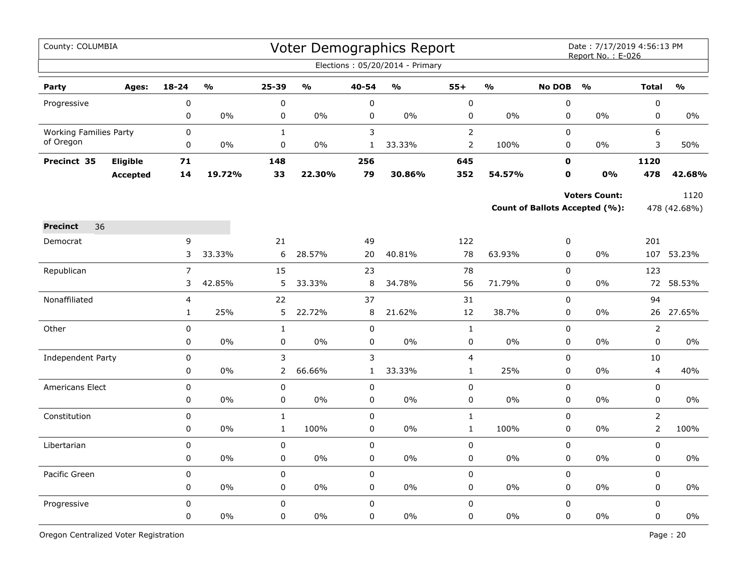County: COLUMBIA

# Voter Demographics Report

Date : 7/17/2019 4:56:13 PM
Report No. : E-026

Elections : 05/20/2014 - Primary

| Party | Ages: | 18-24 | % | 25-39 | % | 40-54 | % | 55+ | % | No DOB | % | Total | % |
|---|---|---|---|---|---|---|---|---|---|---|---|---|---|
| Progressive | | 0 | | 0 | | 0 | | 0 | | 0 | | 0 | |
| | | 0 | 0% | 0 | 0% | 0 | 0% | 0 | 0% | 0 | 0% | 0 | 0% |
| Working Families Party of Oregon | | 0 | | 1 | | 3 | | 2 | | 0 | | 6 | |
| | | 0 | 0% | 0 | 0% | 1 | 33.33% | 2 | 100% | 0 | 0% | 3 | 50% |
| **Precinct 35** | **Eligible** | **71** | | **148** | | **256** | | **645** | | **0** | | **1120** | |
| | **Accepted** | **14** | **19.72%** | **33** | **22.30%** | **79** | **30.86%** | **352** | **54.57%** | **0** | **0%** | **478** | **42.68%** |

**Voters Count:** 1120

**Count of Ballots Accepted (%):** 478 (42.68%)

**Precinct** 36

| Party | 18-24 | % | 25-39 | % | 40-54 | % | 55+ | % | No DOB | % | Total | % |
|---|---|---|---|---|---|---|---|---|---|---|---|---|
| Democrat | 9 | | 21 | | 49 | | 122 | | 0 | | 201 | |
| | 3 | 33.33% | 6 | 28.57% | 20 | 40.81% | 78 | 63.93% | 0 | 0% | 107 | 53.23% |
| Republican | 7 | | 15 | | 23 | | 78 | | 0 | | 123 | |
| | 3 | 42.85% | 5 | 33.33% | 8 | 34.78% | 56 | 71.79% | 0 | 0% | 72 | 58.53% |
| Nonaffiliated | 4 | | 22 | | 37 | | 31 | | 0 | | 94 | |
| | 1 | 25% | 5 | 22.72% | 8 | 21.62% | 12 | 38.7% | 0 | 0% | 26 | 27.65% |
| Other | 0 | | 1 | | 0 | | 1 | | 0 | | 2 | |
| | 0 | 0% | 0 | 0% | 0 | 0% | 0 | 0% | 0 | 0% | 0 | 0% |
| Independent Party | 0 | | 3 | | 3 | | 4 | | 0 | | 10 | |
| | 0 | 0% | 2 | 66.66% | 1 | 33.33% | 1 | 25% | 0 | 0% | 4 | 40% |
| Americans Elect | 0 | | 0 | | 0 | | 0 | | 0 | | 0 | |
| | 0 | 0% | 0 | 0% | 0 | 0% | 0 | 0% | 0 | 0% | 0 | 0% |
| Constitution | 0 | | 1 | | 0 | | 1 | | 0 | | 2 | |
| | 0 | 0% | 1 | 100% | 0 | 0% | 1 | 100% | 0 | 0% | 2 | 100% |
| Libertarian | 0 | | 0 | | 0 | | 0 | | 0 | | 0 | |
| | 0 | 0% | 0 | 0% | 0 | 0% | 0 | 0% | 0 | 0% | 0 | 0% |
| Pacific Green | 0 | | 0 | | 0 | | 0 | | 0 | | 0 | |
| | 0 | 0% | 0 | 0% | 0 | 0% | 0 | 0% | 0 | 0% | 0 | 0% |
| Progressive | 0 | | 0 | | 0 | | 0 | | 0 | | 0 | |
| | 0 | 0% | 0 | 0% | 0 | 0% | 0 | 0% | 0 | 0% | 0 | 0% |

Oregon Centralized Voter Registration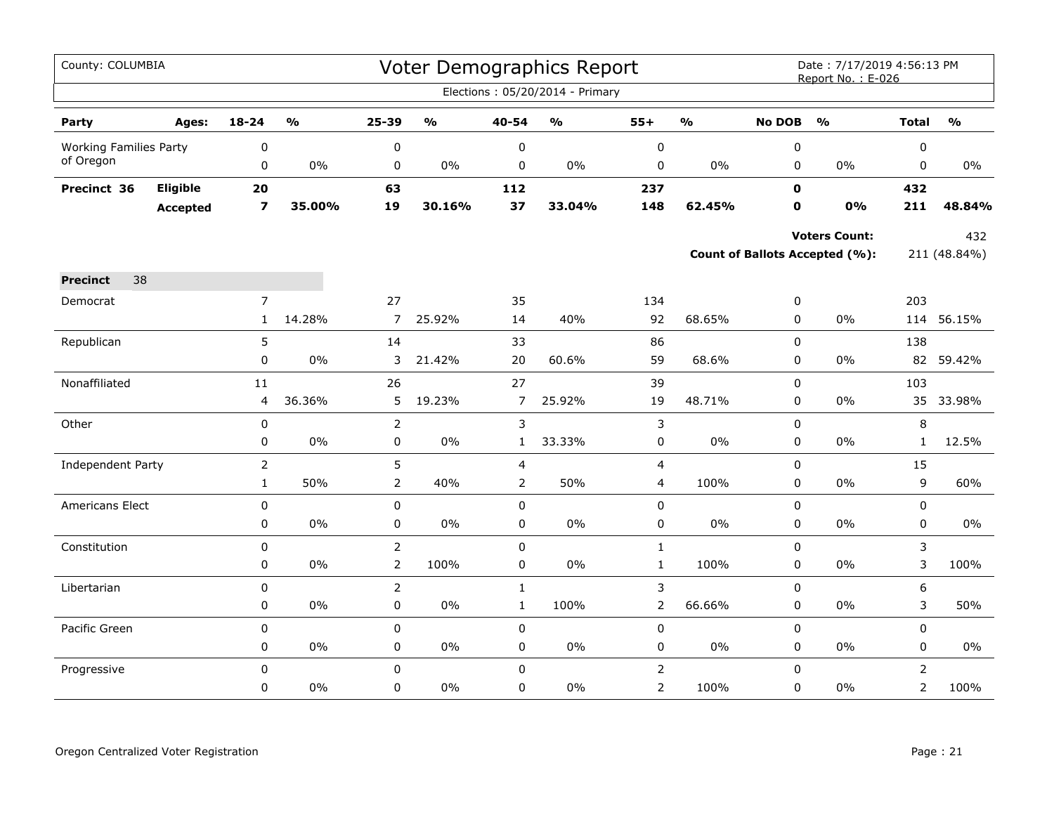County: COLUMBIA

# Voter Demographics Report

Date : 7/17/2019 4:56:13 PM
Report No. : E-026

Elections : 05/20/2014 - Primary

| Party | Ages: | 18-24 | % | 25-39 | % | 40-54 | % | 55+ | % | No DOB | % | Total | % |
|---|---|---|---|---|---|---|---|---|---|---|---|---|---|
| Working Families Party of Oregon | | 0 | | 0 | | 0 | | 0 | | 0 | | 0 | |
| | | 0 | 0% | 0 | 0% | 0 | 0% | 0 | 0% | 0 | 0% | 0 | 0% |
| **Precinct 36** | **Eligible** | **20** | | **63** | | **112** | | **237** | | **0** | | **432** | |
| | **Accepted** | **7** | **35.00%** | **19** | **30.16%** | **37** | **33.04%** | **148** | **62.45%** | **0** | **0%** | **211** | **48.84%** |

**Voters Count:** 432

**Count of Ballots Accepted (%):** 211 (48.84%)

**Precinct** 38

| Party | 18-24 | % | 25-39 | % | 40-54 | % | 55+ | % | No DOB | % | Total | % |
|---|---|---|---|---|---|---|---|---|---|---|---|---|
| Democrat | 7 | | 27 | | 35 | | 134 | | 0 | | 203 | |
| | 1 | 14.28% | 7 | 25.92% | 14 | 40% | 92 | 68.65% | 0 | 0% | 114 | 56.15% |
| Republican | 5 | | 14 | | 33 | | 86 | | 0 | | 138 | |
| | 0 | 0% | 3 | 21.42% | 20 | 60.6% | 59 | 68.6% | 0 | 0% | 82 | 59.42% |
| Nonaffiliated | 11 | | 26 | | 27 | | 39 | | 0 | | 103 | |
| | 4 | 36.36% | 5 | 19.23% | 7 | 25.92% | 19 | 48.71% | 0 | 0% | 35 | 33.98% |
| Other | 0 | | 2 | | 3 | | 3 | | 0 | | 8 | |
| | 0 | 0% | 0 | 0% | 1 | 33.33% | 0 | 0% | 0 | 0% | 1 | 12.5% |
| Independent Party | 2 | | 5 | | 4 | | 4 | | 0 | | 15 | |
| | 1 | 50% | 2 | 40% | 2 | 50% | 4 | 100% | 0 | 0% | 9 | 60% |
| Americans Elect | 0 | | 0 | | 0 | | 0 | | 0 | | 0 | |
| | 0 | 0% | 0 | 0% | 0 | 0% | 0 | 0% | 0 | 0% | 0 | 0% |
| Constitution | 0 | | 2 | | 0 | | 1 | | 0 | | 3 | |
| | 0 | 0% | 2 | 100% | 0 | 0% | 1 | 100% | 0 | 0% | 3 | 100% |
| Libertarian | 0 | | 2 | | 1 | | 3 | | 0 | | 6 | |
| | 0 | 0% | 0 | 0% | 1 | 100% | 2 | 66.66% | 0 | 0% | 3 | 50% |
| Pacific Green | 0 | | 0 | | 0 | | 0 | | 0 | | 0 | |
| | 0 | 0% | 0 | 0% | 0 | 0% | 0 | 0% | 0 | 0% | 0 | 0% |
| Progressive | 0 | | 0 | | 0 | | 2 | | 0 | | 2 | |
| | 0 | 0% | 0 | 0% | 0 | 0% | 2 | 100% | 0 | 0% | 2 | 100% |

Oregon Centralized Voter Registration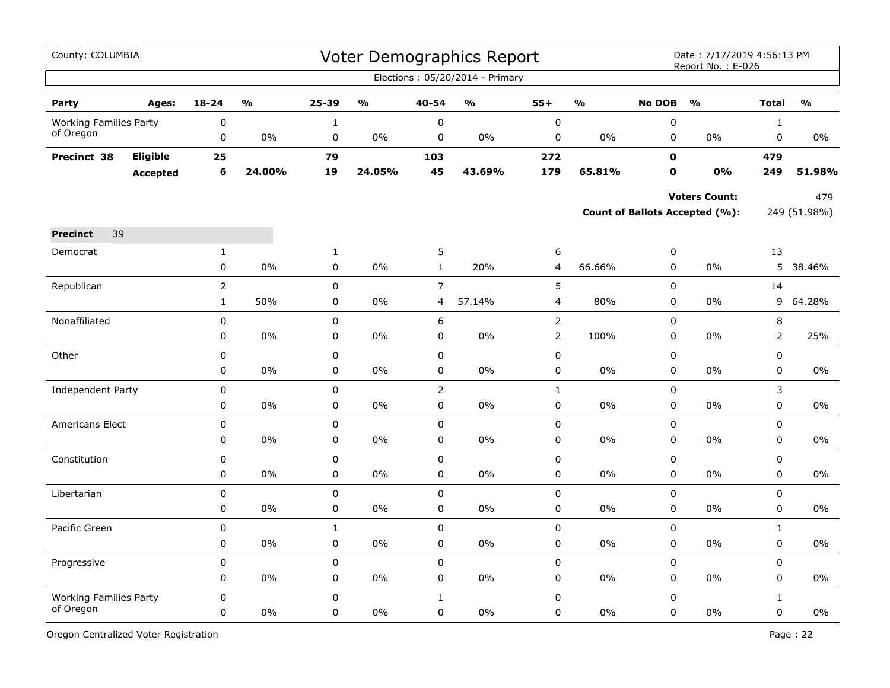County: COLUMBIA

# Voter Demographics Report

Date : 7/17/2019 4:56:13 PM
Report No. : E-026

Elections : 05/20/2014 - Primary

| Party | Ages: | 18-24 | % | 25-39 | % | 40-54 | % | 55+ | % | No DOB | % | Total | % |
|---|---|---|---|---|---|---|---|---|---|---|---|---|---|
| Working Families Party of Oregon | | 0 | | 1 | | 0 | | 0 | | 0 | | 1 | |
| | | 0 | 0% | 0 | 0% | 0 | 0% | 0 | 0% | 0 | 0% | 0 | 0% |
| **Precinct 38** | **Eligible** | **25** | | **79** | | **103** | | **272** | | **0** | | **479** | |
| | **Accepted** | **6** | **24.00%** | **19** | **24.05%** | **45** | **43.69%** | **179** | **65.81%** | **0** | **0%** | **249** | **51.98%** |

**Voters Count:** 479

**Count of Ballots Accepted (%):** 249 (51.98%)

**Precinct** 39

| Party | Ages: | 18-24 | % | 25-39 | % | 40-54 | % | 55+ | % | No DOB | % | Total | % |
|---|---|---|---|---|---|---|---|---|---|---|---|---|---|
| Democrat | | 1 | | 1 | | 5 | | 6 | | 0 | | 13 | |
| | | 0 | 0% | 0 | 0% | 1 | 20% | 4 | 66.66% | 0 | 0% | 5 | 38.46% |
| Republican | | 2 | | 0 | | 7 | | 5 | | 0 | | 14 | |
| | | 1 | 50% | 0 | 0% | 4 | 57.14% | 4 | 80% | 0 | 0% | 9 | 64.28% |
| Nonaffiliated | | 0 | | 0 | | 6 | | 2 | | 0 | | 8 | |
| | | 0 | 0% | 0 | 0% | 0 | 0% | 2 | 100% | 0 | 0% | 2 | 25% |
| Other | | 0 | | 0 | | 0 | | 0 | | 0 | | 0 | |
| | | 0 | 0% | 0 | 0% | 0 | 0% | 0 | 0% | 0 | 0% | 0 | 0% |
| Independent Party | | 0 | | 0 | | 2 | | 1 | | 0 | | 3 | |
| | | 0 | 0% | 0 | 0% | 0 | 0% | 0 | 0% | 0 | 0% | 0 | 0% |
| Americans Elect | | 0 | | 0 | | 0 | | 0 | | 0 | | 0 | |
| | | 0 | 0% | 0 | 0% | 0 | 0% | 0 | 0% | 0 | 0% | 0 | 0% |
| Constitution | | 0 | | 0 | | 0 | | 0 | | 0 | | 0 | |
| | | 0 | 0% | 0 | 0% | 0 | 0% | 0 | 0% | 0 | 0% | 0 | 0% |
| Libertarian | | 0 | | 0 | | 0 | | 0 | | 0 | | 0 | |
| | | 0 | 0% | 0 | 0% | 0 | 0% | 0 | 0% | 0 | 0% | 0 | 0% |
| Pacific Green | | 0 | | 1 | | 0 | | 0 | | 0 | | 1 | |
| | | 0 | 0% | 0 | 0% | 0 | 0% | 0 | 0% | 0 | 0% | 0 | 0% |
| Progressive | | 0 | | 0 | | 0 | | 0 | | 0 | | 0 | |
| | | 0 | 0% | 0 | 0% | 0 | 0% | 0 | 0% | 0 | 0% | 0 | 0% |
| Working Families Party of Oregon | | 0 | | 0 | | 1 | | 0 | | 0 | | 1 | |
| | | 0 | 0% | 0 | 0% | 0 | 0% | 0 | 0% | 0 | 0% | 0 | 0% |

Oregon Centralized Voter Registration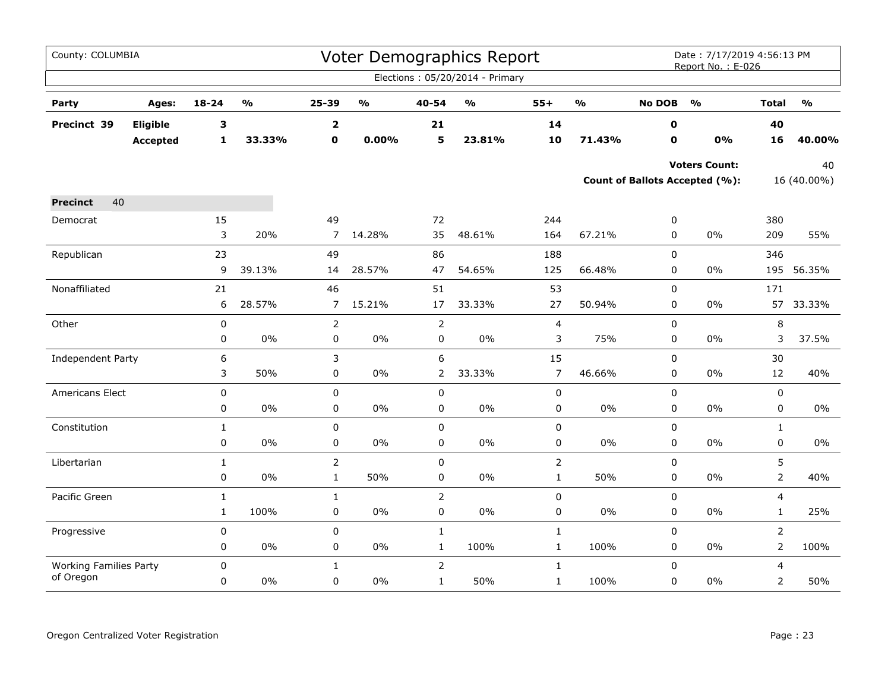County: COLUMBIA

# Voter Demographics Report

Date : 7/17/2019 4:56:13 PM
Report No. : E-026

Elections : 05/20/2014 - Primary

| Party | Ages: | 18-24 | % | 25-39 | % | 40-54 | % | 55+ | % | No DOB | % | Total | % |
|---|---|---|---|---|---|---|---|---|---|---|---|---|---|
| **Precinct 39** | **Eligible** | **3** | | **2** | | **21** | | **14** | | **0** | | **40** | |
| | **Accepted** | **1** | **33.33%** | **0** | **0.00%** | **5** | **23.81%** | **10** | **71.43%** | **0** | **0%** | **16** | **40.00%** |

**Voters Count:** 40

**Count of Ballots Accepted (%):** 16 (40.00%)

**Precinct** 40

| Party | 18-24 | % | 25-39 | % | 40-54 | % | 55+ | % | No DOB | % | Total | % |
|---|---|---|---|---|---|---|---|---|---|---|---|---|
| Democrat | 15 | | 49 | | 72 | | 244 | | 0 | | 380 | |
| | 3 | 20% | 7 | 14.28% | 35 | 48.61% | 164 | 67.21% | 0 | 0% | 209 | 55% |
| Republican | 23 | | 49 | | 86 | | 188 | | 0 | | 346 | |
| | 9 | 39.13% | 14 | 28.57% | 47 | 54.65% | 125 | 66.48% | 0 | 0% | 195 | 56.35% |
| Nonaffiliated | 21 | | 46 | | 51 | | 53 | | 0 | | 171 | |
| | 6 | 28.57% | 7 | 15.21% | 17 | 33.33% | 27 | 50.94% | 0 | 0% | 57 | 33.33% |
| Other | 0 | | 2 | | 2 | | 4 | | 0 | | 8 | |
| | 0 | 0% | 0 | 0% | 0 | 0% | 3 | 75% | 0 | 0% | 3 | 37.5% |
| Independent Party | 6 | | 3 | | 6 | | 15 | | 0 | | 30 | |
| | 3 | 50% | 0 | 0% | 2 | 33.33% | 7 | 46.66% | 0 | 0% | 12 | 40% |
| Americans Elect | 0 | | 0 | | 0 | | 0 | | 0 | | 0 | |
| | 0 | 0% | 0 | 0% | 0 | 0% | 0 | 0% | 0 | 0% | 0 | 0% |
| Constitution | 1 | | 0 | | 0 | | 0 | | 0 | | 1 | |
| | 0 | 0% | 0 | 0% | 0 | 0% | 0 | 0% | 0 | 0% | 0 | 0% |
| Libertarian | 1 | | 2 | | 0 | | 2 | | 0 | | 5 | |
| | 0 | 0% | 1 | 50% | 0 | 0% | 1 | 50% | 0 | 0% | 2 | 40% |
| Pacific Green | 1 | | 1 | | 2 | | 0 | | 0 | | 4 | |
| | 1 | 100% | 0 | 0% | 0 | 0% | 0 | 0% | 0 | 0% | 1 | 25% |
| Progressive | 0 | | 0 | | 1 | | 1 | | 0 | | 2 | |
| | 0 | 0% | 0 | 0% | 1 | 100% | 1 | 100% | 0 | 0% | 2 | 100% |
| Working Families Party of Oregon | 0 | | 1 | | 2 | | 1 | | 0 | | 4 | |
| | 0 | 0% | 0 | 0% | 1 | 50% | 1 | 100% | 0 | 0% | 2 | 50% |

Oregon Centralized Voter Registration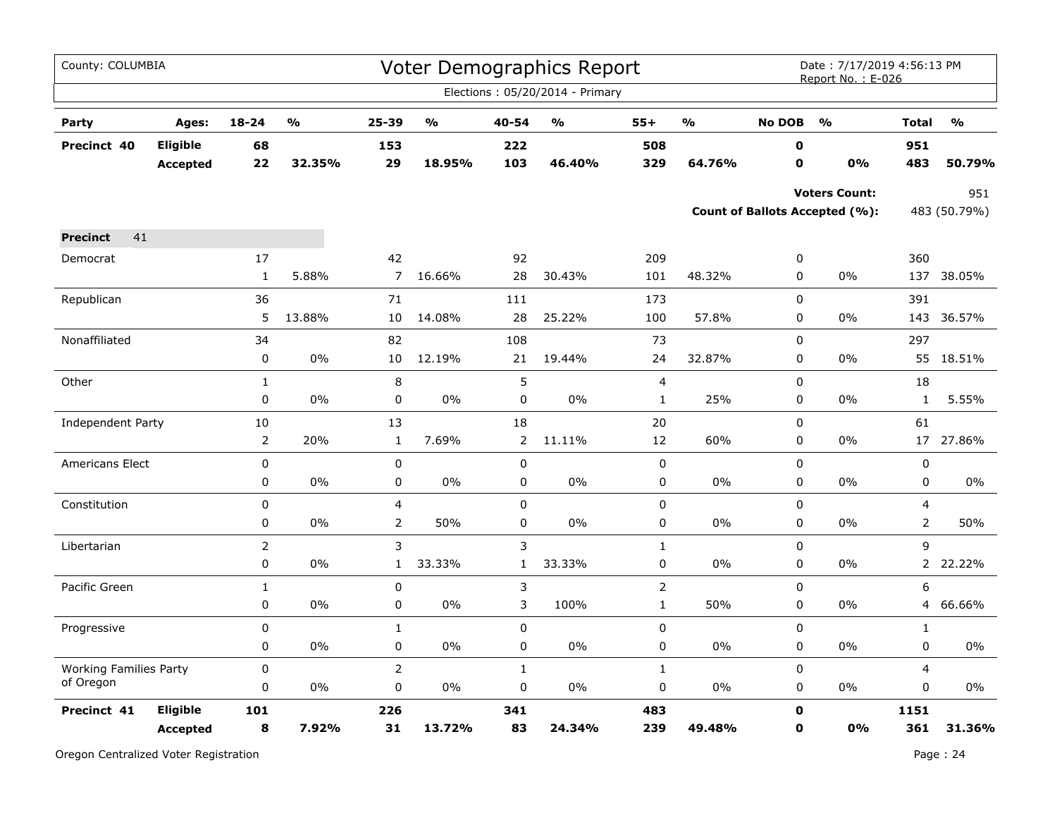County: COLUMBIA

# Voter Demographics Report

Date : 7/17/2019 4:56:13 PM
Report No. : E-026

Elections : 05/20/2014 - Primary

| Party | Ages: | 18-24 | % | 25-39 | % | 40-54 | % | 55+ | % | No DOB | % | Total | % |
|---|---|---|---|---|---|---|---|---|---|---|---|---|---|
| **Precinct 40** | **Eligible** | **68** | | **153** | | **222** | | **508** | | **0** | | **951** | |
| | **Accepted** | **22** | **32.35%** | **29** | **18.95%** | **103** | **46.40%** | **329** | **64.76%** | **0** | **0%** | **483** | **50.79%** |

**Voters Count:** 951

**Count of Ballots Accepted (%):** 483 (50.79%)

**Precinct** 41

| Party | | 18-24 | % | 25-39 | % | 40-54 | % | 55+ | % | No DOB | % | Total | % |
|---|---|---|---|---|---|---|---|---|---|---|---|---|---|
| Democrat | | 17 | | 42 | | 92 | | 209 | | 0 | | 360 | |
| | | 1 | 5.88% | 7 | 16.66% | 28 | 30.43% | 101 | 48.32% | 0 | 0% | 137 | 38.05% |
| Republican | | 36 | | 71 | | 111 | | 173 | | 0 | | 391 | |
| | | 5 | 13.88% | 10 | 14.08% | 28 | 25.22% | 100 | 57.8% | 0 | 0% | 143 | 36.57% |
| Nonaffiliated | | 34 | | 82 | | 108 | | 73 | | 0 | | 297 | |
| | | 0 | 0% | 10 | 12.19% | 21 | 19.44% | 24 | 32.87% | 0 | 0% | 55 | 18.51% |
| Other | | 1 | | 8 | | 5 | | 4 | | 0 | | 18 | |
| | | 0 | 0% | 0 | 0% | 0 | 0% | 1 | 25% | 0 | 0% | 1 | 5.55% |
| Independent Party | | 10 | | 13 | | 18 | | 20 | | 0 | | 61 | |
| | | 2 | 20% | 1 | 7.69% | 2 | 11.11% | 12 | 60% | 0 | 0% | 17 | 27.86% |
| Americans Elect | | 0 | | 0 | | 0 | | 0 | | 0 | | 0 | |
| | | 0 | 0% | 0 | 0% | 0 | 0% | 0 | 0% | 0 | 0% | 0 | 0% |
| Constitution | | 0 | | 4 | | 0 | | 0 | | 0 | | 4 | |
| | | 0 | 0% | 2 | 50% | 0 | 0% | 0 | 0% | 0 | 0% | 2 | 50% |
| Libertarian | | 2 | | 3 | | 3 | | 1 | | 0 | | 9 | |
| | | 0 | 0% | 1 | 33.33% | 1 | 33.33% | 0 | 0% | 0 | 0% | 2 | 22.22% |
| Pacific Green | | 1 | | 0 | | 3 | | 2 | | 0 | | 6 | |
| | | 0 | 0% | 0 | 0% | 3 | 100% | 1 | 50% | 0 | 0% | 4 | 66.66% |
| Progressive | | 0 | | 1 | | 0 | | 0 | | 0 | | 1 | |
| | | 0 | 0% | 0 | 0% | 0 | 0% | 0 | 0% | 0 | 0% | 0 | 0% |
| Working Families Party of Oregon | | 0 | | 2 | | 1 | | 1 | | 0 | | 4 | |
| | | 0 | 0% | 0 | 0% | 0 | 0% | 0 | 0% | 0 | 0% | 0 | 0% |
| **Precinct 41** | **Eligible** | **101** | | **226** | | **341** | | **483** | | **0** | | **1151** | |
| | **Accepted** | **8** | **7.92%** | **31** | **13.72%** | **83** | **24.34%** | **239** | **49.48%** | **0** | **0%** | **361** | **31.36%** |

Oregon Centralized Voter Registration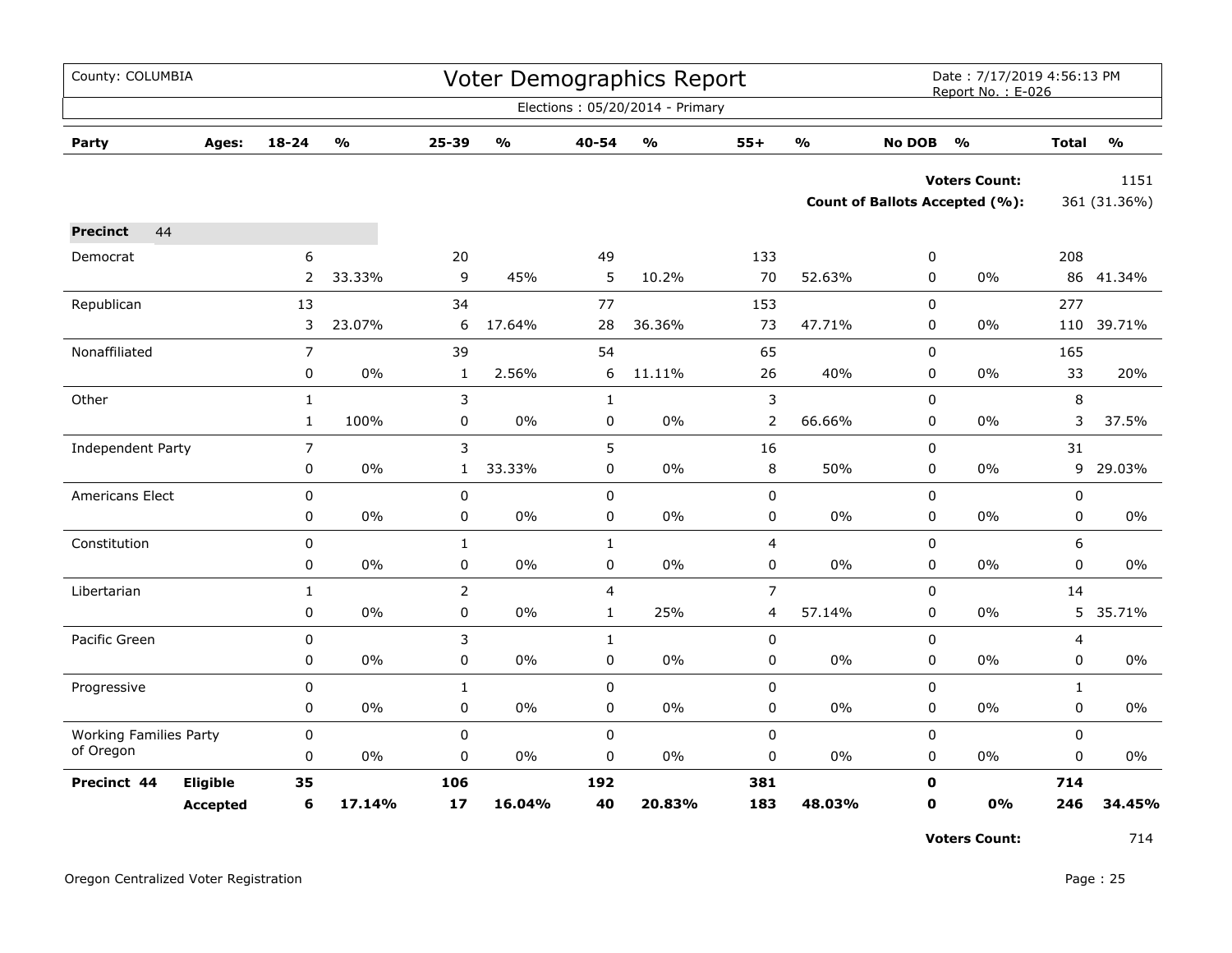County: COLUMBIA

# Voter Demographics Report

Date : 7/17/2019 4:56:13 PM
Report No. : E-026

Elections : 05/20/2014 - Primary

| Party | Ages: | 18-24 | % | 25-39 | % | 40-54 | % | 55+ | % | No DOB | % | Total | % |
|---|---|---|---|---|---|---|---|---|---|---|---|---|---|

**Voters Count:** 1151

**Count of Ballots Accepted (%):** 361 (31.36%)

**Precinct** 44

| Party | Ages: | 18-24 | % | 25-39 | % | 40-54 | % | 55+ | % | No DOB | % | Total | % |
|---|---|---|---|---|---|---|---|---|---|---|---|---|---|
| Democrat | | 6 | | 20 | | 49 | | 133 | | 0 | | 208 | |
| | | 2 | 33.33% | 9 | 45% | 5 | 10.2% | 70 | 52.63% | 0 | 0% | 86 | 41.34% |
| Republican | | 13 | | 34 | | 77 | | 153 | | 0 | | 277 | |
| | | 3 | 23.07% | 6 | 17.64% | 28 | 36.36% | 73 | 47.71% | 0 | 0% | 110 | 39.71% |
| Nonaffiliated | | 7 | | 39 | | 54 | | 65 | | 0 | | 165 | |
| | | 0 | 0% | 1 | 2.56% | 6 | 11.11% | 26 | 40% | 0 | 0% | 33 | 20% |
| Other | | 1 | | 3 | | 1 | | 3 | | 0 | | 8 | |
| | | 1 | 100% | 0 | 0% | 0 | 0% | 2 | 66.66% | 0 | 0% | 3 | 37.5% |
| Independent Party | | 7 | | 3 | | 5 | | 16 | | 0 | | 31 | |
| | | 0 | 0% | 1 | 33.33% | 0 | 0% | 8 | 50% | 0 | 0% | 9 | 29.03% |
| Americans Elect | | 0 | | 0 | | 0 | | 0 | | 0 | | 0 | |
| | | 0 | 0% | 0 | 0% | 0 | 0% | 0 | 0% | 0 | 0% | 0 | 0% |
| Constitution | | 0 | | 1 | | 1 | | 4 | | 0 | | 6 | |
| | | 0 | 0% | 0 | 0% | 0 | 0% | 0 | 0% | 0 | 0% | 0 | 0% |
| Libertarian | | 1 | | 2 | | 4 | | 7 | | 0 | | 14 | |
| | | 0 | 0% | 0 | 0% | 1 | 25% | 4 | 57.14% | 0 | 0% | 5 | 35.71% |
| Pacific Green | | 0 | | 3 | | 1 | | 0 | | 0 | | 4 | |
| | | 0 | 0% | 0 | 0% | 0 | 0% | 0 | 0% | 0 | 0% | 0 | 0% |
| Progressive | | 0 | | 1 | | 0 | | 0 | | 0 | | 1 | |
| | | 0 | 0% | 0 | 0% | 0 | 0% | 0 | 0% | 0 | 0% | 0 | 0% |
| Working Families Party of Oregon | | 0 | | 0 | | 0 | | 0 | | 0 | | 0 | |
| | | 0 | 0% | 0 | 0% | 0 | 0% | 0 | 0% | 0 | 0% | 0 | 0% |
| **Precinct 44** | **Eligible** | **35** | | **106** | | **192** | | **381** | | **0** | | **714** | |
| | **Accepted** | **6** | **17.14%** | **17** | **16.04%** | **40** | **20.83%** | **183** | **48.03%** | **0** | **0%** | **246** | **34.45%** |

**Voters Count:** 714

Oregon Centralized Voter Registration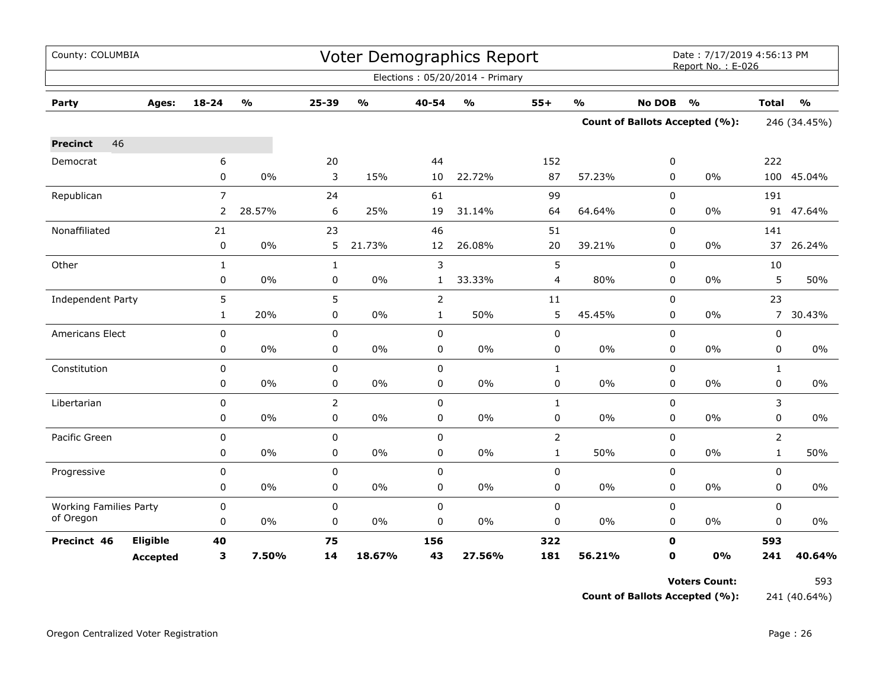County: COLUMBIA

# Voter Demographics Report

Date : 7/17/2019 4:56:13 PM
Report No. : E-026

Elections : 05/20/2014 - Primary

| Party | Ages: | 18-24 | % | 25-39 | % | 40-54 | % | 55+ | % | No DOB | % | Total | % |
|---|---|---|---|---|---|---|---|---|---|---|---|---|---|
| | | | | | | | | | | **Count of Ballots Accepted (%):** | | 246 (34.45%) | |
| **Precinct** 46 | | | | | | | | | | | | | |
| Democrat | | 6 | | 20 | | 44 | | 152 | | 0 | | 222 | |
| | | 0 | 0% | 3 | 15% | 10 | 22.72% | 87 | 57.23% | 0 | 0% | 100 | 45.04% |
| Republican | | 7 | | 24 | | 61 | | 99 | | 0 | | 191 | |
| | | 2 | 28.57% | 6 | 25% | 19 | 31.14% | 64 | 64.64% | 0 | 0% | 91 | 47.64% |
| Nonaffiliated | | 21 | | 23 | | 46 | | 51 | | 0 | | 141 | |
| | | 0 | 0% | 5 | 21.73% | 12 | 26.08% | 20 | 39.21% | 0 | 0% | 37 | 26.24% |
| Other | | 1 | | 1 | | 3 | | 5 | | 0 | | 10 | |
| | | 0 | 0% | 0 | 0% | 1 | 33.33% | 4 | 80% | 0 | 0% | 5 | 50% |
| Independent Party | | 5 | | 5 | | 2 | | 11 | | 0 | | 23 | |
| | | 1 | 20% | 0 | 0% | 1 | 50% | 5 | 45.45% | 0 | 0% | 7 | 30.43% |
| Americans Elect | | 0 | | 0 | | 0 | | 0 | | 0 | | 0 | |
| | | 0 | 0% | 0 | 0% | 0 | 0% | 0 | 0% | 0 | 0% | 0 | 0% |
| Constitution | | 0 | | 0 | | 0 | | 1 | | 0 | | 1 | |
| | | 0 | 0% | 0 | 0% | 0 | 0% | 0 | 0% | 0 | 0% | 0 | 0% |
| Libertarian | | 0 | | 2 | | 0 | | 1 | | 0 | | 3 | |
| | | 0 | 0% | 0 | 0% | 0 | 0% | 0 | 0% | 0 | 0% | 0 | 0% |
| Pacific Green | | 0 | | 0 | | 0 | | 2 | | 0 | | 2 | |
| | | 0 | 0% | 0 | 0% | 0 | 0% | 1 | 50% | 0 | 0% | 1 | 50% |
| Progressive | | 0 | | 0 | | 0 | | 0 | | 0 | | 0 | |
| | | 0 | 0% | 0 | 0% | 0 | 0% | 0 | 0% | 0 | 0% | 0 | 0% |
| Working Families Party of Oregon | | 0 | | 0 | | 0 | | 0 | | 0 | | 0 | |
| | | 0 | 0% | 0 | 0% | 0 | 0% | 0 | 0% | 0 | 0% | 0 | 0% |
| **Precinct 46** | **Eligible** | **40** | | **75** | | **156** | | **322** | | **0** | | **593** | |
| | **Accepted** | **3** | **7.50%** | **14** | **18.67%** | **43** | **27.56%** | **181** | **56.21%** | **0** | **0%** | **241** | **40.64%** |

**Voters Count:** 593

**Count of Ballots Accepted (%):** 241 (40.64%)

Oregon Centralized Voter Registration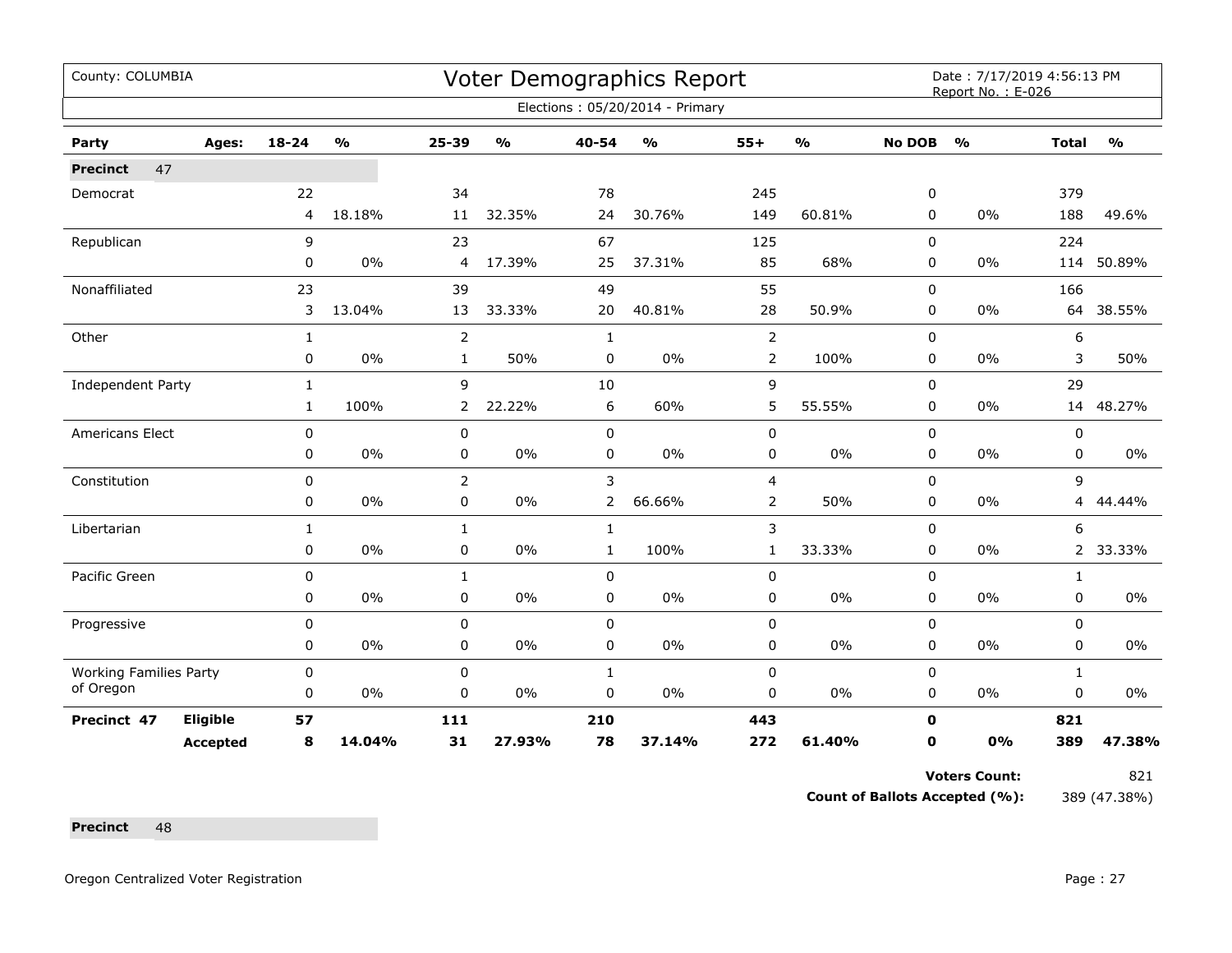County: COLUMBIA

# Voter Demographics Report

Date : 7/17/2019 4:56:13 PM
Report No. : E-026

Elections : 05/20/2014 - Primary

| Party | Ages: | 18-24 | % | 25-39 | % | 40-54 | % | 55+ | % | No DOB | % | Total | % |
|---|---|---|---|---|---|---|---|---|---|---|---|---|---|
| **Precinct** 47 | | | | | | | | | | | | | |
| Democrat | | 22 | | 34 | | 78 | | 245 | | 0 | | 379 | |
| | | 4 | 18.18% | 11 | 32.35% | 24 | 30.76% | 149 | 60.81% | 0 | 0% | 188 | 49.6% |
| Republican | | 9 | | 23 | | 67 | | 125 | | 0 | | 224 | |
| | | 0 | 0% | 4 | 17.39% | 25 | 37.31% | 85 | 68% | 0 | 0% | 114 | 50.89% |
| Nonaffiliated | | 23 | | 39 | | 49 | | 55 | | 0 | | 166 | |
| | | 3 | 13.04% | 13 | 33.33% | 20 | 40.81% | 28 | 50.9% | 0 | 0% | 64 | 38.55% |
| Other | | 1 | | 2 | | 1 | | 2 | | 0 | | 6 | |
| | | 0 | 0% | 1 | 50% | 0 | 0% | 2 | 100% | 0 | 0% | 3 | 50% |
| Independent Party | | 1 | | 9 | | 10 | | 9 | | 0 | | 29 | |
| | | 1 | 100% | 2 | 22.22% | 6 | 60% | 5 | 55.55% | 0 | 0% | 14 | 48.27% |
| Americans Elect | | 0 | | 0 | | 0 | | 0 | | 0 | | 0 | |
| | | 0 | 0% | 0 | 0% | 0 | 0% | 0 | 0% | 0 | 0% | 0 | 0% |
| Constitution | | 0 | | 2 | | 3 | | 4 | | 0 | | 9 | |
| | | 0 | 0% | 0 | 0% | 2 | 66.66% | 2 | 50% | 0 | 0% | 4 | 44.44% |
| Libertarian | | 1 | | 1 | | 1 | | 3 | | 0 | | 6 | |
| | | 0 | 0% | 0 | 0% | 1 | 100% | 1 | 33.33% | 0 | 0% | 2 | 33.33% |
| Pacific Green | | 0 | | 1 | | 0 | | 0 | | 0 | | 1 | |
| | | 0 | 0% | 0 | 0% | 0 | 0% | 0 | 0% | 0 | 0% | 0 | 0% |
| Progressive | | 0 | | 0 | | 0 | | 0 | | 0 | | 0 | |
| | | 0 | 0% | 0 | 0% | 0 | 0% | 0 | 0% | 0 | 0% | 0 | 0% |
| Working Families Party of Oregon | | 0 | | 0 | | 1 | | 0 | | 0 | | 1 | |
| | | 0 | 0% | 0 | 0% | 0 | 0% | 0 | 0% | 0 | 0% | 0 | 0% |
| **Precinct 47** | **Eligible** | **57** | | **111** | | **210** | | **443** | | **0** | | **821** | |
| | **Accepted** | **8** | **14.04%** | **31** | **27.93%** | **78** | **37.14%** | **272** | **61.40%** | **0** | **0%** | **389** | **47.38%** |

**Voters Count:** 821

**Count of Ballots Accepted (%):** 389 (47.38%)

**Precinct** 48

Oregon Centralized Voter Registration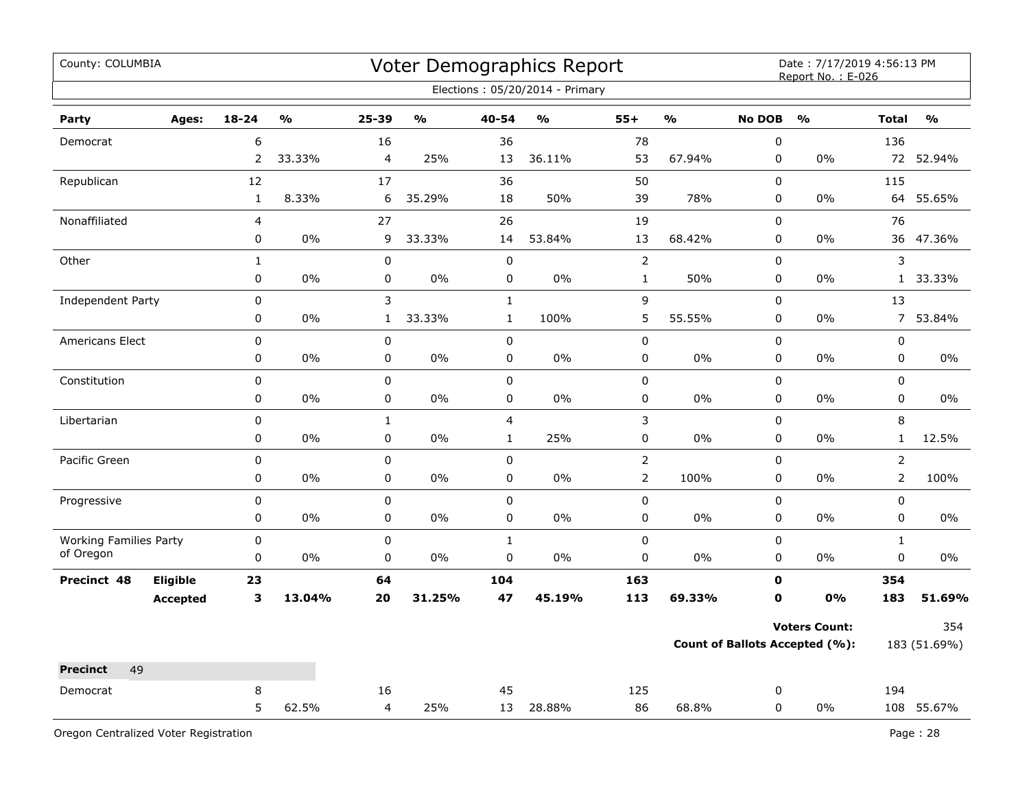County: COLUMBIA

# Voter Demographics Report

Date : 7/17/2019 4:56:13 PM
Report No. : E-026

Elections : 05/20/2014 - Primary

| Party | Ages: | 18-24 | % | 25-39 | % | 40-54 | % | 55+ | % | No DOB | % | Total | % |
|---|---|---|---|---|---|---|---|---|---|---|---|---|---|
| Democrat | | 6 | | 16 | | 36 | | 78 | | 0 | | 136 | |
| | | 2 | 33.33% | 4 | 25% | 13 | 36.11% | 53 | 67.94% | 0 | 0% | 72 | 52.94% |
| Republican | | 12 | | 17 | | 36 | | 50 | | 0 | | 115 | |
| | | 1 | 8.33% | 6 | 35.29% | 18 | 50% | 39 | 78% | 0 | 0% | 64 | 55.65% |
| Nonaffiliated | | 4 | | 27 | | 26 | | 19 | | 0 | | 76 | |
| | | 0 | 0% | 9 | 33.33% | 14 | 53.84% | 13 | 68.42% | 0 | 0% | 36 | 47.36% |
| Other | | 1 | | 0 | | 0 | | 2 | | 0 | | 3 | |
| | | 0 | 0% | 0 | 0% | 0 | 0% | 1 | 50% | 0 | 0% | 1 | 33.33% |
| Independent Party | | 0 | | 3 | | 1 | | 9 | | 0 | | 13 | |
| | | 0 | 0% | 1 | 33.33% | 1 | 100% | 5 | 55.55% | 0 | 0% | 7 | 53.84% |
| Americans Elect | | 0 | | 0 | | 0 | | 0 | | 0 | | 0 | |
| | | 0 | 0% | 0 | 0% | 0 | 0% | 0 | 0% | 0 | 0% | 0 | 0% |
| Constitution | | 0 | | 0 | | 0 | | 0 | | 0 | | 0 | |
| | | 0 | 0% | 0 | 0% | 0 | 0% | 0 | 0% | 0 | 0% | 0 | 0% |
| Libertarian | | 0 | | 1 | | 4 | | 3 | | 0 | | 8 | |
| | | 0 | 0% | 0 | 0% | 1 | 25% | 0 | 0% | 0 | 0% | 1 | 12.5% |
| Pacific Green | | 0 | | 0 | | 0 | | 2 | | 0 | | 2 | |
| | | 0 | 0% | 0 | 0% | 0 | 0% | 2 | 100% | 0 | 0% | 2 | 100% |
| Progressive | | 0 | | 0 | | 0 | | 0 | | 0 | | 0 | |
| | | 0 | 0% | 0 | 0% | 0 | 0% | 0 | 0% | 0 | 0% | 0 | 0% |
| Working Families Party of Oregon | | 0 | | 0 | | 1 | | 0 | | 0 | | 1 | |
| | | 0 | 0% | 0 | 0% | 0 | 0% | 0 | 0% | 0 | 0% | 0 | 0% |
| **Precinct 48** | **Eligible** | **23** | | **64** | | **104** | | **163** | | **0** | | **354** | |
| | **Accepted** | **3** | **13.04%** | **20** | **31.25%** | **47** | **45.19%** | **113** | **69.33%** | **0** | **0%** | **183** | **51.69%** |

**Voters Count:** 354

**Count of Ballots Accepted (%):** 183 (51.69%)

**Precinct** 49

| Party | Ages: | 18-24 | % | 25-39 | % | 40-54 | % | 55+ | % | No DOB | % | Total | % |
|---|---|---|---|---|---|---|---|---|---|---|---|---|---|
| Democrat | | 8 | | 16 | | 45 | | 125 | | 0 | | 194 | |
| | | 5 | 62.5% | 4 | 25% | 13 | 28.88% | 86 | 68.8% | 0 | 0% | 108 | 55.67% |

Oregon Centralized Voter Registration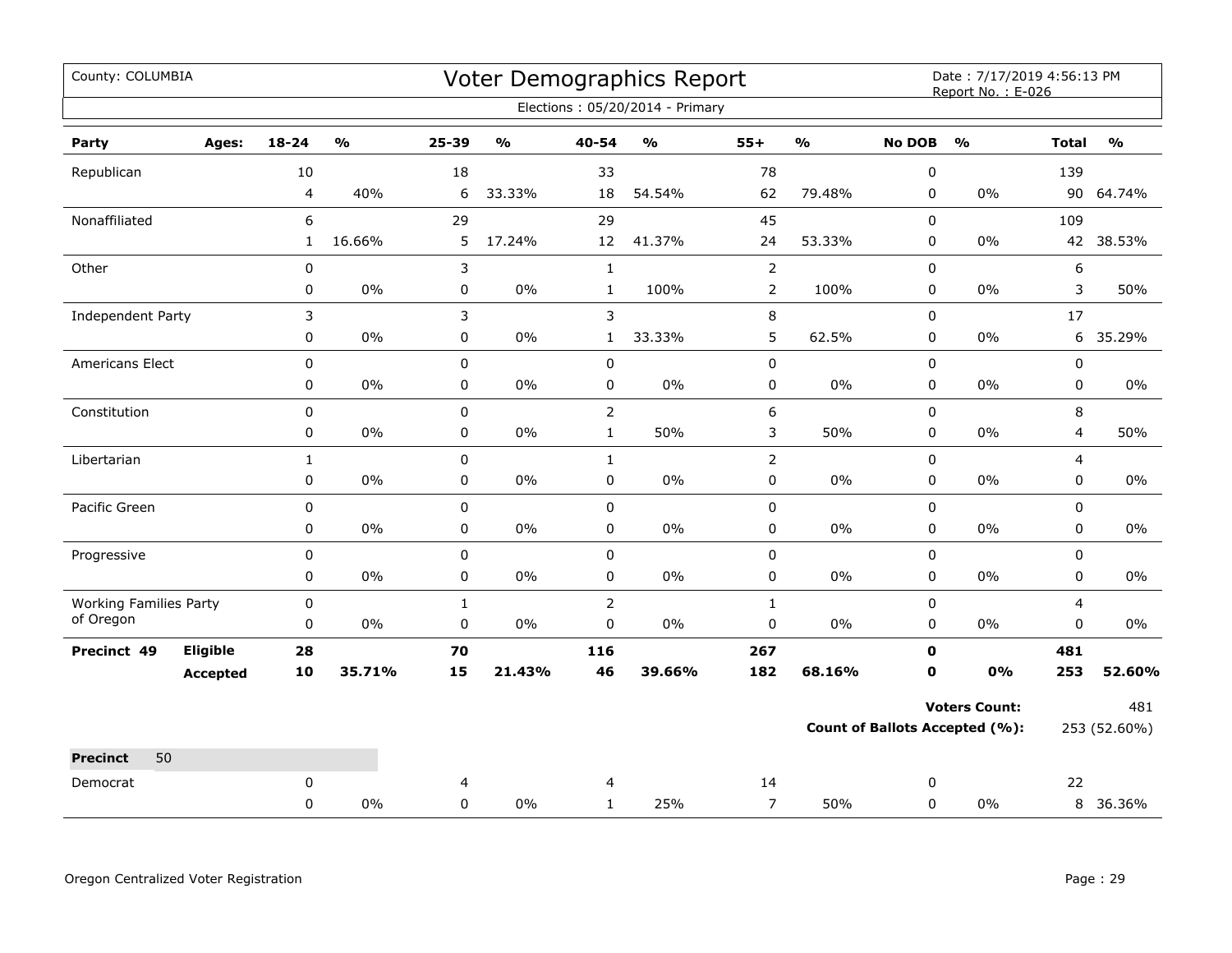County: COLUMBIA

# Voter Demographics Report

Date : 7/17/2019 4:56:13 PM
Report No. : E-026

Elections : 05/20/2014 - Primary

| Party | Ages: | 18-24 | % | 25-39 | % | 40-54 | % | 55+ | % | No DOB | % | Total | % |
|---|---|---|---|---|---|---|---|---|---|---|---|---|---|
| Republican | | 10 | | 18 | | 33 | | 78 | | 0 | | 139 | |
| | | 4 | 40% | 6 | 33.33% | 18 | 54.54% | 62 | 79.48% | 0 | 0% | 90 | 64.74% |
| Nonaffiliated | | 6 | | 29 | | 29 | | 45 | | 0 | | 109 | |
| | | 1 | 16.66% | 5 | 17.24% | 12 | 41.37% | 24 | 53.33% | 0 | 0% | 42 | 38.53% |
| Other | | 0 | | 3 | | 1 | | 2 | | 0 | | 6 | |
| | | 0 | 0% | 0 | 0% | 1 | 100% | 2 | 100% | 0 | 0% | 3 | 50% |
| Independent Party | | 3 | | 3 | | 3 | | 8 | | 0 | | 17 | |
| | | 0 | 0% | 0 | 0% | 1 | 33.33% | 5 | 62.5% | 0 | 0% | 6 | 35.29% |
| Americans Elect | | 0 | | 0 | | 0 | | 0 | | 0 | | 0 | |
| | | 0 | 0% | 0 | 0% | 0 | 0% | 0 | 0% | 0 | 0% | 0 | 0% |
| Constitution | | 0 | | 0 | | 2 | | 6 | | 0 | | 8 | |
| | | 0 | 0% | 0 | 0% | 1 | 50% | 3 | 50% | 0 | 0% | 4 | 50% |
| Libertarian | | 1 | | 0 | | 1 | | 2 | | 0 | | 4 | |
| | | 0 | 0% | 0 | 0% | 0 | 0% | 0 | 0% | 0 | 0% | 0 | 0% |
| Pacific Green | | 0 | | 0 | | 0 | | 0 | | 0 | | 0 | |
| | | 0 | 0% | 0 | 0% | 0 | 0% | 0 | 0% | 0 | 0% | 0 | 0% |
| Progressive | | 0 | | 0 | | 0 | | 0 | | 0 | | 0 | |
| | | 0 | 0% | 0 | 0% | 0 | 0% | 0 | 0% | 0 | 0% | 0 | 0% |
| Working Families Party of Oregon | | 0 | | 1 | | 2 | | 1 | | 0 | | 4 | |
| | | 0 | 0% | 0 | 0% | 0 | 0% | 0 | 0% | 0 | 0% | 0 | 0% |
| **Precinct 49** | **Eligible** | **28** | | **70** | | **116** | | **267** | | **0** | | **481** | |
| | **Accepted** | **10** | **35.71%** | **15** | **21.43%** | **46** | **39.66%** | **182** | **68.16%** | **0** | **0%** | **253** | **52.60%** |

**Voters Count:** 481

**Count of Ballots Accepted (%):** 253 (52.60%)

**Precinct** 50

| Party | | 18-24 | % | 25-39 | % | 40-54 | % | 55+ | % | No DOB | % | Total | % |
|---|---|---|---|---|---|---|---|---|---|---|---|---|---|
| Democrat | | 0 | | 4 | | 4 | | 14 | | 0 | | 22 | |
| | | 0 | 0% | 0 | 0% | 1 | 25% | 7 | 50% | 0 | 0% | 8 | 36.36% |

Oregon Centralized Voter Registration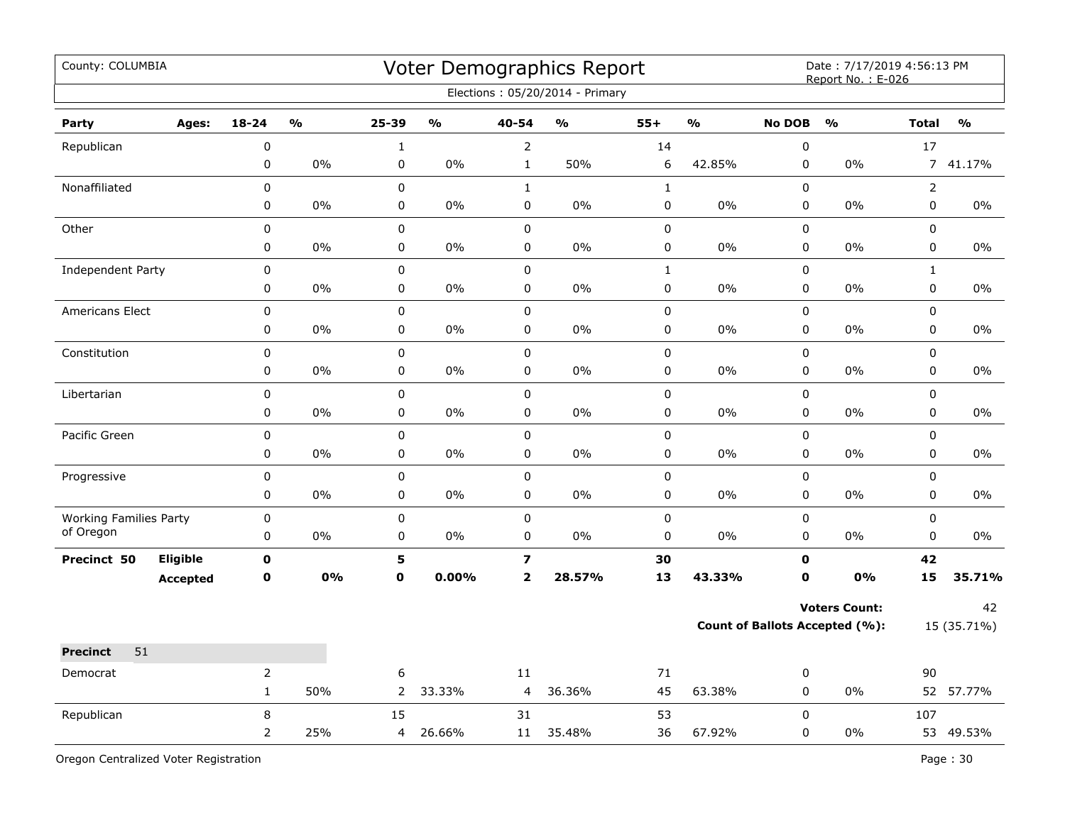County: COLUMBIA

# Voter Demographics Report

Date : 7/17/2019 4:56:13 PM
Report No. : E-026

Elections : 05/20/2014 - Primary

| Party | Ages: | 18-24 | % | 25-39 | % | 40-54 | % | 55+ | % | No DOB | % | Total | % |
|---|---|---|---|---|---|---|---|---|---|---|---|---|---|
| Republican | | 0 | | 1 | | 2 | | 14 | | 0 | | 17 | |
| | | 0 | 0% | 0 | 0% | 1 | 50% | 6 | 42.85% | 0 | 0% | 7 | 41.17% |
| Nonaffiliated | | 0 | | 0 | | 1 | | 1 | | 0 | | 2 | |
| | | 0 | 0% | 0 | 0% | 0 | 0% | 0 | 0% | 0 | 0% | 0 | 0% |
| Other | | 0 | | 0 | | 0 | | 0 | | 0 | | 0 | |
| | | 0 | 0% | 0 | 0% | 0 | 0% | 0 | 0% | 0 | 0% | 0 | 0% |
| Independent Party | | 0 | | 0 | | 0 | | 1 | | 0 | | 1 | |
| | | 0 | 0% | 0 | 0% | 0 | 0% | 0 | 0% | 0 | 0% | 0 | 0% |
| Americans Elect | | 0 | | 0 | | 0 | | 0 | | 0 | | 0 | |
| | | 0 | 0% | 0 | 0% | 0 | 0% | 0 | 0% | 0 | 0% | 0 | 0% |
| Constitution | | 0 | | 0 | | 0 | | 0 | | 0 | | 0 | |
| | | 0 | 0% | 0 | 0% | 0 | 0% | 0 | 0% | 0 | 0% | 0 | 0% |
| Libertarian | | 0 | | 0 | | 0 | | 0 | | 0 | | 0 | |
| | | 0 | 0% | 0 | 0% | 0 | 0% | 0 | 0% | 0 | 0% | 0 | 0% |
| Pacific Green | | 0 | | 0 | | 0 | | 0 | | 0 | | 0 | |
| | | 0 | 0% | 0 | 0% | 0 | 0% | 0 | 0% | 0 | 0% | 0 | 0% |
| Progressive | | 0 | | 0 | | 0 | | 0 | | 0 | | 0 | |
| | | 0 | 0% | 0 | 0% | 0 | 0% | 0 | 0% | 0 | 0% | 0 | 0% |
| Working Families Party of Oregon | | 0 | | 0 | | 0 | | 0 | | 0 | | 0 | |
| | | 0 | 0% | 0 | 0% | 0 | 0% | 0 | 0% | 0 | 0% | 0 | 0% |
| **Precinct 50** | **Eligible** | **0** | | **5** | | **7** | | **30** | | **0** | | **42** | |
| | **Accepted** | **0** | **0%** | **0** | **0.00%** | **2** | **28.57%** | **13** | **43.33%** | **0** | **0%** | **15** | **35.71%** |

**Voters Count:** 42

**Count of Ballots Accepted (%):** 15 (35.71%)

| **Precinct** 51 | | | | | | | | | | | | | |
|---|---|---|---|---|---|---|---|---|---|---|---|---|---|
| Democrat | | 2 | | 6 | | 11 | | 71 | | 0 | | 90 | |
| | | 1 | 50% | 2 | 33.33% | 4 | 36.36% | 45 | 63.38% | 0 | 0% | 52 | 57.77% |
| Republican | | 8 | | 15 | | 31 | | 53 | | 0 | | 107 | |
| | | 2 | 25% | 4 | 26.66% | 11 | 35.48% | 36 | 67.92% | 0 | 0% | 53 | 49.53% |

Oregon Centralized Voter Registration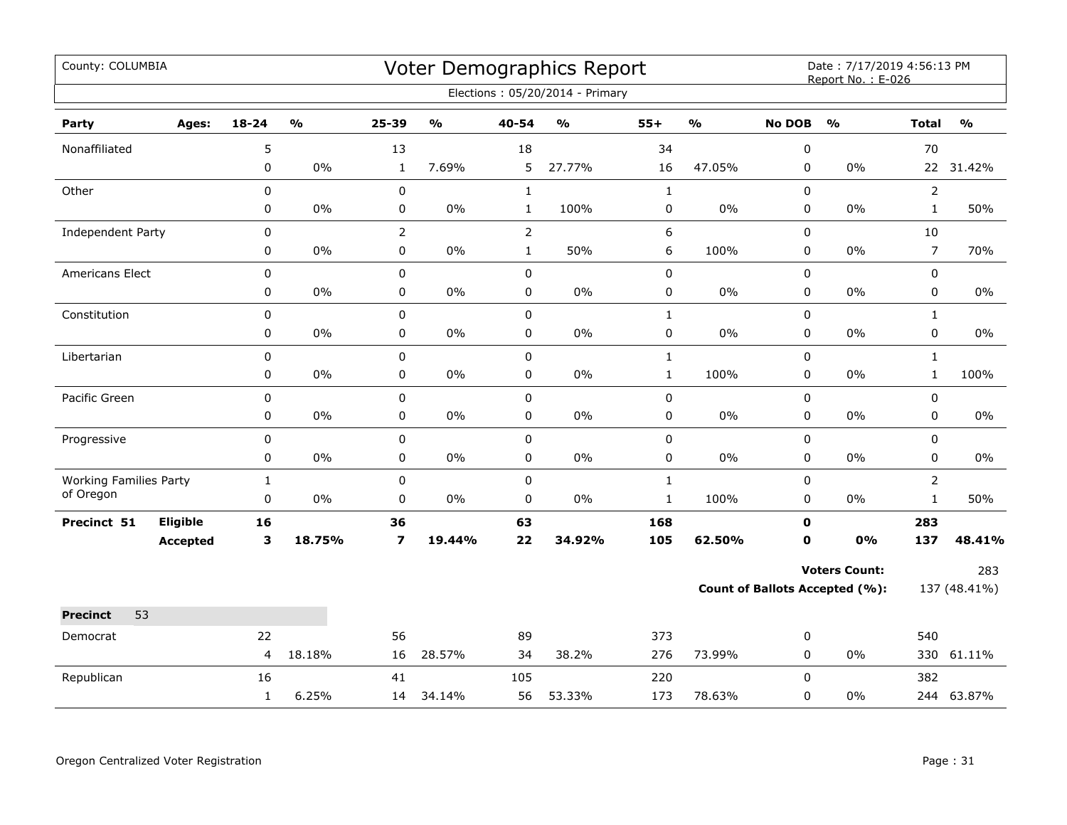County: COLUMBIA

# Voter Demographics Report

Date : 7/17/2019 4:56:13 PM
Report No. : E-026

Elections : 05/20/2014 - Primary

| Party | Ages: | 18-24 | % | 25-39 | % | 40-54 | % | 55+ | % | No DOB | % | Total | % |
|---|---|---|---|---|---|---|---|---|---|---|---|---|---|
| Nonaffiliated | | 5 | | 13 | | 18 | | 34 | | 0 | | 70 | |
| | | 0 | 0% | 1 | 7.69% | 5 | 27.77% | 16 | 47.05% | 0 | 0% | 22 | 31.42% |
| Other | | 0 | | 0 | | 1 | | 1 | | 0 | | 2 | |
| | | 0 | 0% | 0 | 0% | 1 | 100% | 0 | 0% | 0 | 0% | 1 | 50% |
| Independent Party | | 0 | | 2 | | 2 | | 6 | | 0 | | 10 | |
| | | 0 | 0% | 0 | 0% | 1 | 50% | 6 | 100% | 0 | 0% | 7 | 70% |
| Americans Elect | | 0 | | 0 | | 0 | | 0 | | 0 | | 0 | |
| | | 0 | 0% | 0 | 0% | 0 | 0% | 0 | 0% | 0 | 0% | 0 | 0% |
| Constitution | | 0 | | 0 | | 0 | | 1 | | 0 | | 1 | |
| | | 0 | 0% | 0 | 0% | 0 | 0% | 0 | 0% | 0 | 0% | 0 | 0% |
| Libertarian | | 0 | | 0 | | 0 | | 1 | | 0 | | 1 | |
| | | 0 | 0% | 0 | 0% | 0 | 0% | 1 | 100% | 0 | 0% | 1 | 100% |
| Pacific Green | | 0 | | 0 | | 0 | | 0 | | 0 | | 0 | |
| | | 0 | 0% | 0 | 0% | 0 | 0% | 0 | 0% | 0 | 0% | 0 | 0% |
| Progressive | | 0 | | 0 | | 0 | | 0 | | 0 | | 0 | |
| | | 0 | 0% | 0 | 0% | 0 | 0% | 0 | 0% | 0 | 0% | 0 | 0% |
| Working Families Party of Oregon | | 1 | | 0 | | 0 | | 1 | | 0 | | 2 | |
| | | 0 | 0% | 0 | 0% | 0 | 0% | 1 | 100% | 0 | 0% | 1 | 50% |
| **Precinct 51** | **Eligible** | **16** | | **36** | | **63** | | **168** | | **0** | | **283** | |
| | **Accepted** | **3** | **18.75%** | **7** | **19.44%** | **22** | **34.92%** | **105** | **62.50%** | **0** | **0%** | **137** | **48.41%** |

**Voters Count:** 283

**Count of Ballots Accepted (%):** 137 (48.41%)

**Precinct** 53

| Party | Ages: | 18-24 | % | 25-39 | % | 40-54 | % | 55+ | % | No DOB | % | Total | % |
|---|---|---|---|---|---|---|---|---|---|---|---|---|---|
| Democrat | | 22 | | 56 | | 89 | | 373 | | 0 | | 540 | |
| | | 4 | 18.18% | 16 | 28.57% | 34 | 38.2% | 276 | 73.99% | 0 | 0% | 330 | 61.11% |
| Republican | | 16 | | 41 | | 105 | | 220 | | 0 | | 382 | |
| | | 1 | 6.25% | 14 | 34.14% | 56 | 53.33% | 173 | 78.63% | 0 | 0% | 244 | 63.87% |

Oregon Centralized Voter Registration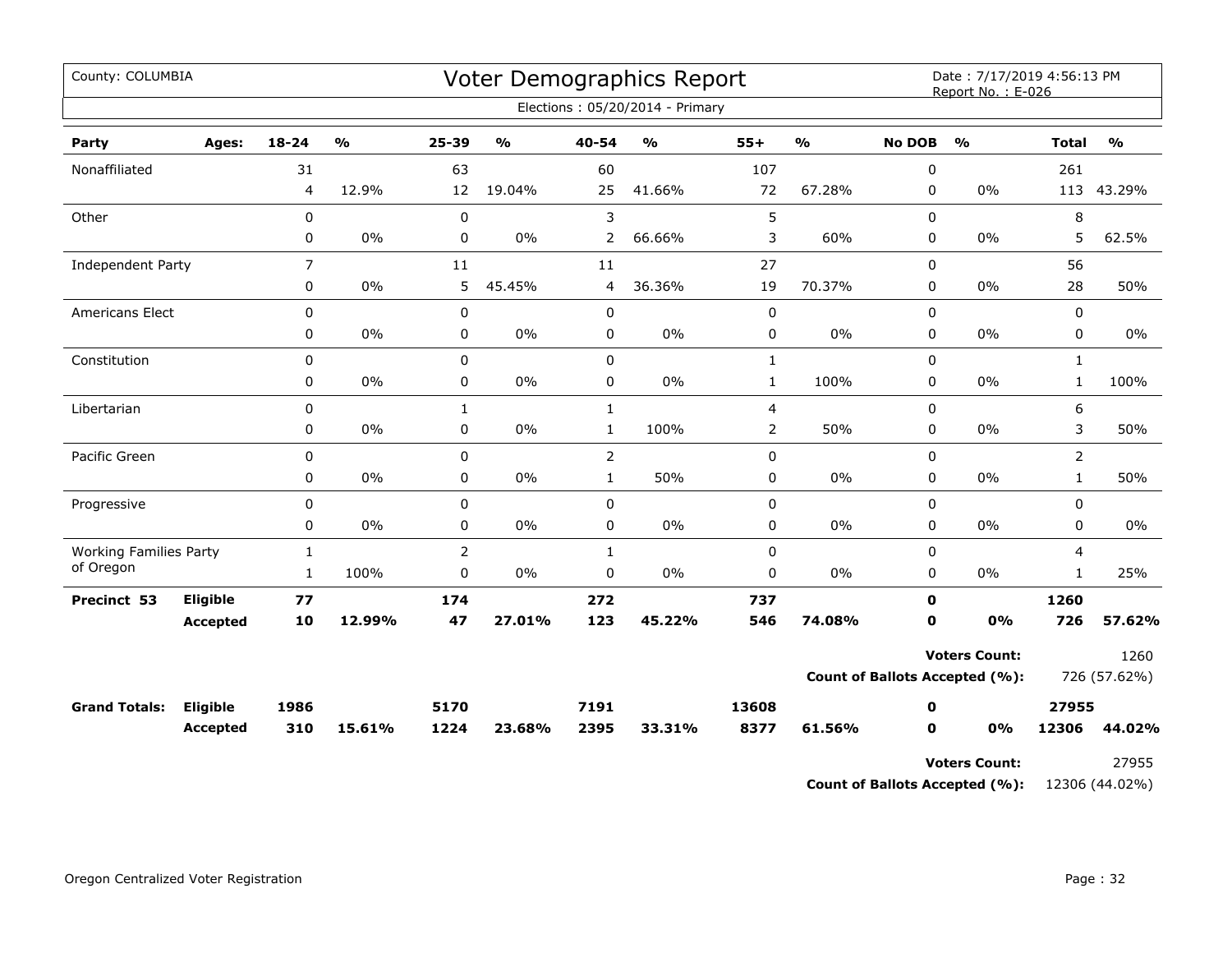County: COLUMBIA

# Voter Demographics Report

Date : 7/17/2019 4:56:13 PM
Report No. : E-026

Elections : 05/20/2014 - Primary

| Party | Ages: | 18-24 | % | 25-39 | % | 40-54 | % | 55+ | % | No DOB | % | Total | % |
|---|---|---|---|---|---|---|---|---|---|---|---|---|---|
| Nonaffiliated | | 31 | | 63 | | 60 | | 107 | | 0 | | 261 | |
| | | 4 | 12.9% | 12 | 19.04% | 25 | 41.66% | 72 | 67.28% | 0 | 0% | 113 | 43.29% |
| Other | | 0 | | 0 | | 3 | | 5 | | 0 | | 8 | |
| | | 0 | 0% | 0 | 0% | 2 | 66.66% | 3 | 60% | 0 | 0% | 5 | 62.5% |
| Independent Party | | 7 | | 11 | | 11 | | 27 | | 0 | | 56 | |
| | | 0 | 0% | 5 | 45.45% | 4 | 36.36% | 19 | 70.37% | 0 | 0% | 28 | 50% |
| Americans Elect | | 0 | | 0 | | 0 | | 0 | | 0 | | 0 | |
| | | 0 | 0% | 0 | 0% | 0 | 0% | 0 | 0% | 0 | 0% | 0 | 0% |
| Constitution | | 0 | | 0 | | 0 | | 1 | | 0 | | 1 | |
| | | 0 | 0% | 0 | 0% | 0 | 0% | 1 | 100% | 0 | 0% | 1 | 100% |
| Libertarian | | 0 | | 1 | | 1 | | 4 | | 0 | | 6 | |
| | | 0 | 0% | 0 | 0% | 1 | 100% | 2 | 50% | 0 | 0% | 3 | 50% |
| Pacific Green | | 0 | | 0 | | 2 | | 0 | | 0 | | 2 | |
| | | 0 | 0% | 0 | 0% | 1 | 50% | 0 | 0% | 0 | 0% | 1 | 50% |
| Progressive | | 0 | | 0 | | 0 | | 0 | | 0 | | 0 | |
| | | 0 | 0% | 0 | 0% | 0 | 0% | 0 | 0% | 0 | 0% | 0 | 0% |
| Working Families Party of Oregon | | 1 | | 2 | | 1 | | 0 | | 0 | | 4 | |
| | | 1 | 100% | 0 | 0% | 0 | 0% | 0 | 0% | 0 | 0% | 1 | 25% |
| **Precinct 53** | **Eligible** | **77** | | **174** | | **272** | | **737** | | **0** | | **1260** | |
| | **Accepted** | **10** | **12.99%** | **47** | **27.01%** | **123** | **45.22%** | **546** | **74.08%** | **0** | **0%** | **726** | **57.62%** |

**Voters Count:** 1260

**Count of Ballots Accepted (%):** 726 (57.62%)

| | | 18-24 | % | 25-39 | % | 40-54 | % | 55+ | % | No DOB | % | Total | % |
|---|---|---|---|---|---|---|---|---|---|---|---|---|---|
| **Grand Totals:** | **Eligible** | **1986** | | **5170** | | **7191** | | **13608** | | **0** | | **27955** | |
| | **Accepted** | **310** | **15.61%** | **1224** | **23.68%** | **2395** | **33.31%** | **8377** | **61.56%** | **0** | **0%** | **12306** | **44.02%** |

**Voters Count:** 27955

**Count of Ballots Accepted (%):** 12306 (44.02%)

Oregon Centralized Voter Registration